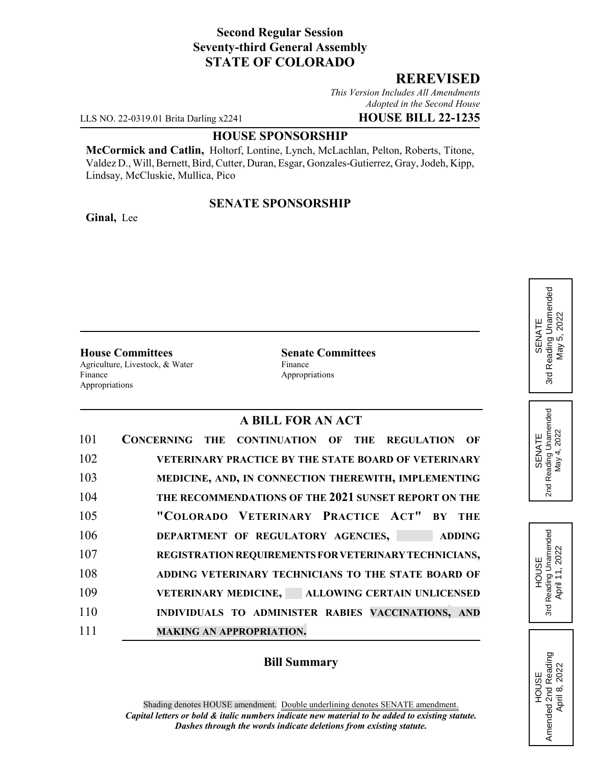**Second Regular Session**
**Seventy-third General Assembly**
**STATE OF COLORADO**

# REREVISED

*This Version Includes All Amendments Adopted in the Second House*

LLS NO. 22-0319.01 Brita Darling x2241 **HOUSE BILL 22-1235**

## HOUSE SPONSORSHIP

**McCormick and Catlin,** Holtorf, Lontine, Lynch, McLachlan, Pelton, Roberts, Titone, Valdez D., Will, Bernett, Bird, Cutter, Duran, Esgar, Gonzales-Gutierrez, Gray, Jodeh, Kipp, Lindsay, McCluskie, Mullica, Pico

## SENATE SPONSORSHIP

**Ginal,** Lee

SENATE 3rd Reading Unamended May 5, 2022

SENATE 2nd Reading Unamended May 4, 2022

HOUSE 3rd Reading Unamended April 11, 2022

HOUSE Amended 2nd Reading April 8, 2022

**House Committees**
Agriculture, Livestock, & Water
Finance
Appropriations

**Senate Committees**
Finance
Appropriations

## A BILL FOR AN ACT

101 **CONCERNING THE CONTINUATION OF THE REGULATION OF**
102 **VETERINARY PRACTICE BY THE STATE BOARD OF VETERINARY**
103 **MEDICINE, AND, IN CONNECTION THEREWITH, IMPLEMENTING**
104 **THE RECOMMENDATIONS OF THE 2021 SUNSET REPORT ON THE**
105 **"COLORADO VETERINARY PRACTICE ACT" BY THE**
106 **DEPARTMENT OF REGULATORY AGENCIES, ADDING**
107 **REGISTRATION REQUIREMENTS FOR VETERINARY TECHNICIANS,**
108 **ADDING VETERINARY TECHNICIANS TO THE STATE BOARD OF**
109 **VETERINARY MEDICINE, ALLOWING CERTAIN UNLICENSED**
110 **INDIVIDUALS TO ADMINISTER RABIES VACCINATIONS, AND**
111 **MAKING AN APPROPRIATION.**

### Bill Summary

Shading denotes HOUSE amendment. Double underlining denotes SENATE amendment.
***Capital letters or bold & italic numbers indicate new material to be added to existing statute.***
***Dashes through the words indicate deletions from existing statute.***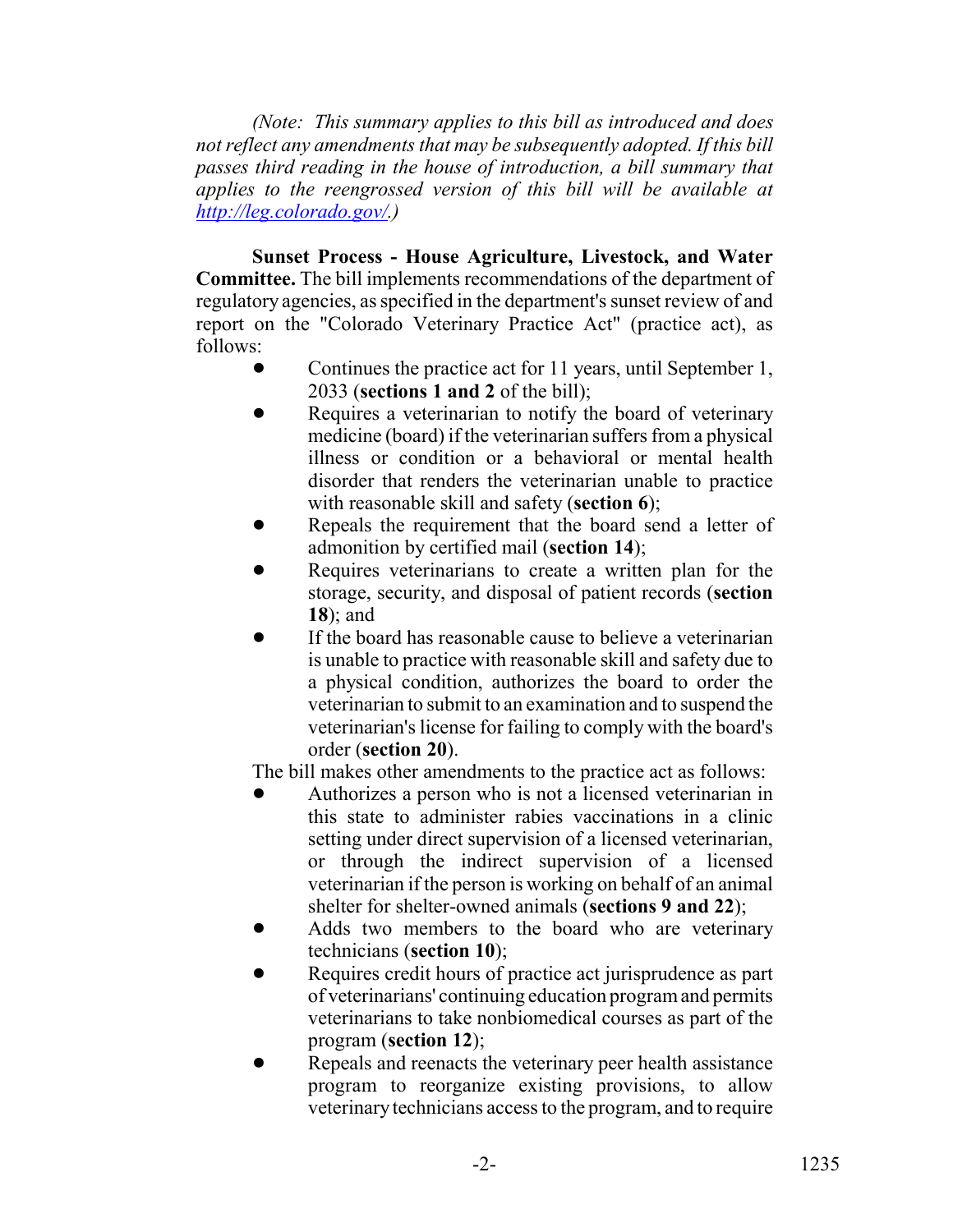*(Note: This summary applies to this bill as introduced and does not reflect any amendments that may be subsequently adopted. If this bill passes third reading in the house of introduction, a bill summary that applies to the reengrossed version of this bill will be available at http://leg.colorado.gov/.)*

**Sunset Process - House Agriculture, Livestock, and Water Committee.** The bill implements recommendations of the department of regulatory agencies, as specified in the department's sunset review of and report on the "Colorado Veterinary Practice Act" (practice act), as follows:

- Continues the practice act for 11 years, until September 1, 2033 (**sections 1 and 2** of the bill);
- Requires a veterinarian to notify the board of veterinary medicine (board) if the veterinarian suffers from a physical illness or condition or a behavioral or mental health disorder that renders the veterinarian unable to practice with reasonable skill and safety (**section 6**);
- Repeals the requirement that the board send a letter of admonition by certified mail (**section 14**);
- Requires veterinarians to create a written plan for the storage, security, and disposal of patient records (**section 18**); and
- If the board has reasonable cause to believe a veterinarian is unable to practice with reasonable skill and safety due to a physical condition, authorizes the board to order the veterinarian to submit to an examination and to suspend the veterinarian's license for failing to comply with the board's order (**section 20**).

The bill makes other amendments to the practice act as follows:

- Authorizes a person who is not a licensed veterinarian in this state to administer rabies vaccinations in a clinic setting under direct supervision of a licensed veterinarian, or through the indirect supervision of a licensed veterinarian if the person is working on behalf of an animal shelter for shelter-owned animals (**sections 9 and 22**);
- Adds two members to the board who are veterinary technicians (**section 10**);
- Requires credit hours of practice act jurisprudence as part of veterinarians' continuing education program and permits veterinarians to take nonbiomedical courses as part of the program (**section 12**);
- Repeals and reenacts the veterinary peer health assistance program to reorganize existing provisions, to allow veterinary technicians access to the program, and to require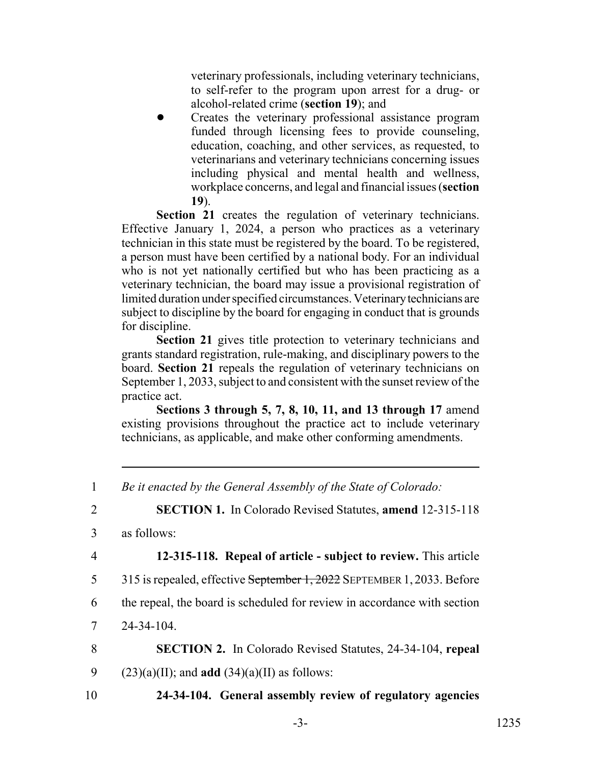veterinary professionals, including veterinary technicians, to self-refer to the program upon arrest for a drug- or alcohol-related crime (**section 19**); and

- Creates the veterinary professional assistance program funded through licensing fees to provide counseling, education, coaching, and other services, as requested, to veterinarians and veterinary technicians concerning issues including physical and mental health and wellness, workplace concerns, and legal and financial issues (**section 19**).

**Section 21** creates the regulation of veterinary technicians. Effective January 1, 2024, a person who practices as a veterinary technician in this state must be registered by the board. To be registered, a person must have been certified by a national body. For an individual who is not yet nationally certified but who has been practicing as a veterinary technician, the board may issue a provisional registration of limited duration under specified circumstances. Veterinary technicians are subject to discipline by the board for engaging in conduct that is grounds for discipline.

**Section 21** gives title protection to veterinary technicians and grants standard registration, rule-making, and disciplinary powers to the board. **Section 21** repeals the regulation of veterinary technicians on September 1, 2033, subject to and consistent with the sunset review of the practice act.

**Sections 3 through 5, 7, 8, 10, 11, and 13 through 17** amend existing provisions throughout the practice act to include veterinary technicians, as applicable, and make other conforming amendments.

---

1 *Be it enacted by the General Assembly of the State of Colorado:*

2 **SECTION 1.** In Colorado Revised Statutes, **amend** 12-315-118

3 as follows:

4 **12-315-118. Repeal of article - subject to review.** This article

5 315 is repealed, effective ~~September 1, 2022~~ SEPTEMBER 1, 2033. Before

6 the repeal, the board is scheduled for review in accordance with section

7 24-34-104.

8 **SECTION 2.** In Colorado Revised Statutes, 24-34-104, **repeal**

9 (23)(a)(II); and **add** (34)(a)(II) as follows:

10 **24-34-104. General assembly review of regulatory agencies**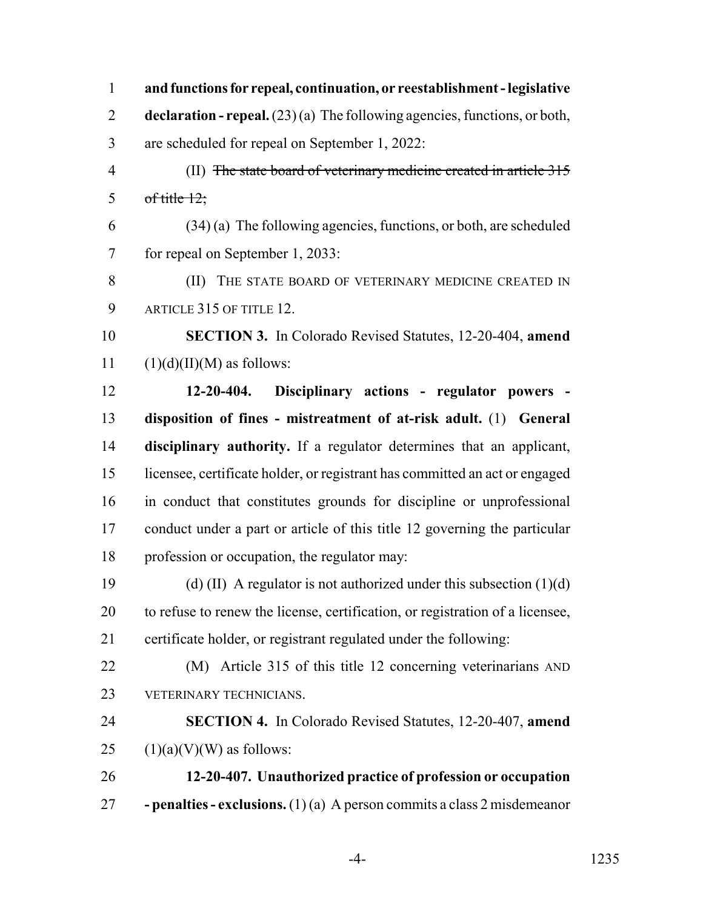**and functions for repeal, continuation, or reestablishment - legislative declaration - repeal.** (23) (a) The following agencies, functions, or both, are scheduled for repeal on September 1, 2022:

(II) ~~The state board of veterinary medicine created in article 315 of title 12;~~

(34) (a) The following agencies, functions, or both, are scheduled for repeal on September 1, 2033:

(II) THE STATE BOARD OF VETERINARY MEDICINE CREATED IN ARTICLE 315 OF TITLE 12.

**SECTION 3.** In Colorado Revised Statutes, 12-20-404, **amend** (1)(d)(II)(M) as follows:

**12-20-404. Disciplinary actions - regulator powers - disposition of fines - mistreatment of at-risk adult.** (1) **General disciplinary authority.** If a regulator determines that an applicant, licensee, certificate holder, or registrant has committed an act or engaged in conduct that constitutes grounds for discipline or unprofessional conduct under a part or article of this title 12 governing the particular profession or occupation, the regulator may:

(d) (II) A regulator is not authorized under this subsection (1)(d) to refuse to renew the license, certification, or registration of a licensee, certificate holder, or registrant regulated under the following:

(M) Article 315 of this title 12 concerning veterinarians AND VETERINARY TECHNICIANS.

**SECTION 4.** In Colorado Revised Statutes, 12-20-407, **amend** (1)(a)(V)(W) as follows:

**12-20-407. Unauthorized practice of profession or occupation - penalties - exclusions.** (1) (a) A person commits a class 2 misdemeanor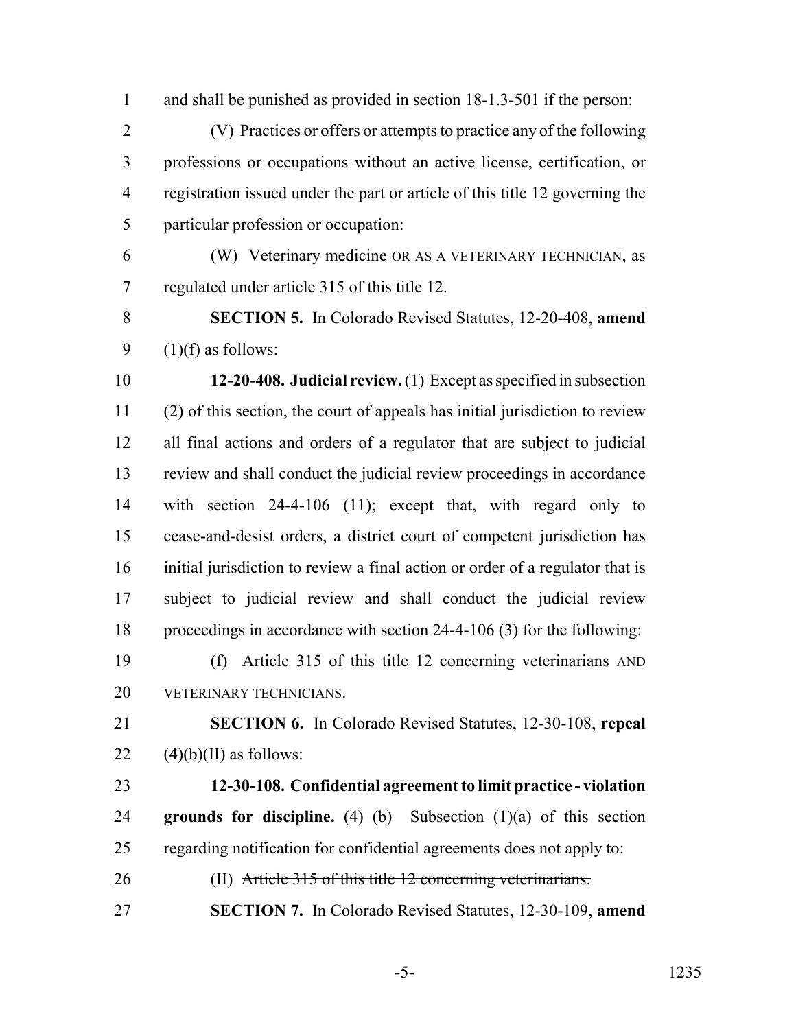and shall be punished as provided in section 18-1.3-501 if the person:

(V) Practices or offers or attempts to practice any of the following professions or occupations without an active license, certification, or registration issued under the part or article of this title 12 governing the particular profession or occupation:

(W) Veterinary medicine OR AS A VETERINARY TECHNICIAN, as regulated under article 315 of this title 12.

**SECTION 5.** In Colorado Revised Statutes, 12-20-408, **amend** (1)(f) as follows:

**12-20-408. Judicial review.** (1) Except as specified in subsection (2) of this section, the court of appeals has initial jurisdiction to review all final actions and orders of a regulator that are subject to judicial review and shall conduct the judicial review proceedings in accordance with section 24-4-106 (11); except that, with regard only to cease-and-desist orders, a district court of competent jurisdiction has initial jurisdiction to review a final action or order of a regulator that is subject to judicial review and shall conduct the judicial review proceedings in accordance with section 24-4-106 (3) for the following:

(f) Article 315 of this title 12 concerning veterinarians AND VETERINARY TECHNICIANS.

**SECTION 6.** In Colorado Revised Statutes, 12-30-108, **repeal** (4)(b)(II) as follows:

**12-30-108. Confidential agreement to limit practice - violation grounds for discipline.** (4) (b) Subsection (1)(a) of this section regarding notification for confidential agreements does not apply to:

(II) ~~Article 315 of this title 12 concerning veterinarians.~~

**SECTION 7.** In Colorado Revised Statutes, 12-30-109, **amend**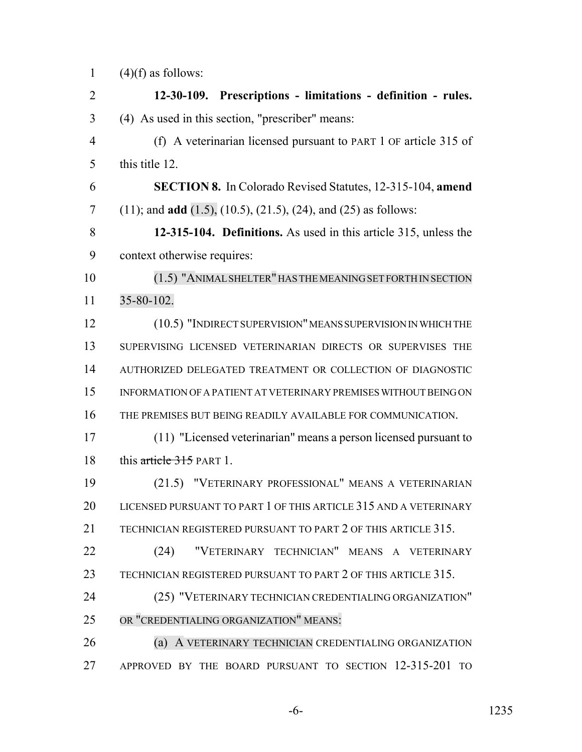(4)(f) as follows:

**12-30-109. Prescriptions - limitations - definition - rules.** (4) As used in this section, "prescriber" means:

(f) A veterinarian licensed pursuant to PART 1 OF article 315 of this title 12.

**SECTION 8.** In Colorado Revised Statutes, 12-315-104, **amend** (11); and **add** (1.5), (10.5), (21.5), (24), and (25) as follows:

**12-315-104. Definitions.** As used in this article 315, unless the context otherwise requires:

(1.5) "ANIMAL SHELTER" HAS THE MEANING SET FORTH IN SECTION 35-80-102.

(10.5) "INDIRECT SUPERVISION" MEANS SUPERVISION IN WHICH THE SUPERVISING LICENSED VETERINARIAN DIRECTS OR SUPERVISES THE AUTHORIZED DELEGATED TREATMENT OR COLLECTION OF DIAGNOSTIC INFORMATION OF A PATIENT AT VETERINARY PREMISES WITHOUT BEING ON THE PREMISES BUT BEING READILY AVAILABLE FOR COMMUNICATION.

(11) "Licensed veterinarian" means a person licensed pursuant to this ~~article 315~~ PART 1.

(21.5) "VETERINARY PROFESSIONAL" MEANS A VETERINARIAN LICENSED PURSUANT TO PART 1 OF THIS ARTICLE 315 AND A VETERINARY TECHNICIAN REGISTERED PURSUANT TO PART 2 OF THIS ARTICLE 315.

(24) "VETERINARY TECHNICIAN" MEANS A VETERINARY TECHNICIAN REGISTERED PURSUANT TO PART 2 OF THIS ARTICLE 315.

(25) "VETERINARY TECHNICIAN CREDENTIALING ORGANIZATION" OR "CREDENTIALING ORGANIZATION" MEANS:

(a) A VETERINARY TECHNICIAN CREDENTIALING ORGANIZATION APPROVED BY THE BOARD PURSUANT TO SECTION 12-315-201 TO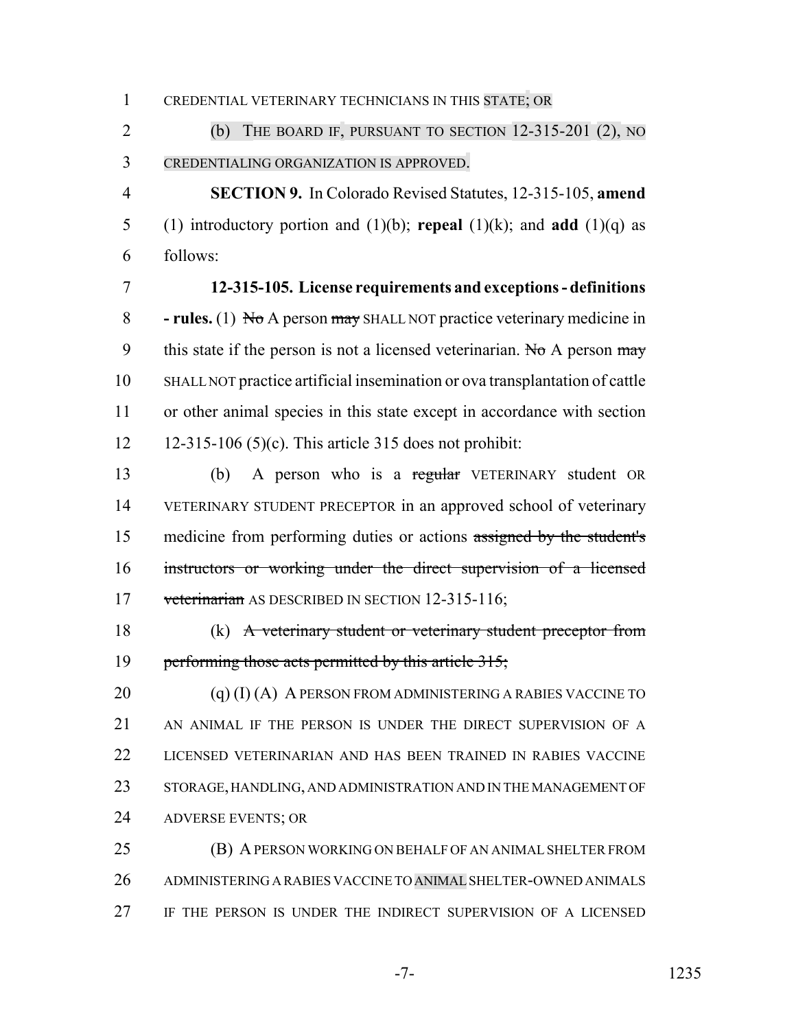CREDENTIAL VETERINARY TECHNICIANS IN THIS STATE; OR

(b) THE BOARD IF, PURSUANT TO SECTION 12-315-201 (2), NO CREDENTIALING ORGANIZATION IS APPROVED.

**SECTION 9.** In Colorado Revised Statutes, 12-315-105, **amend** (1) introductory portion and (1)(b); **repeal** (1)(k); and **add** (1)(q) as follows:

**12-315-105. License requirements and exceptions - definitions - rules.** (1) ~~No~~ A person ~~may~~ SHALL NOT practice veterinary medicine in this state if the person is not a licensed veterinarian. ~~No~~ A person ~~may~~ SHALL NOT practice artificial insemination or ova transplantation of cattle or other animal species in this state except in accordance with section 12-315-106 (5)(c). This article 315 does not prohibit:

(b) A person who is a ~~regular~~ VETERINARY student OR VETERINARY STUDENT PRECEPTOR in an approved school of veterinary medicine from performing duties or actions ~~assigned by the student's instructors or working under the direct supervision of a licensed veterinarian~~ AS DESCRIBED IN SECTION 12-315-116;

(k) ~~A veterinary student or veterinary student preceptor from performing those acts permitted by this article 315;~~

(q) (I) (A) A PERSON FROM ADMINISTERING A RABIES VACCINE TO AN ANIMAL IF THE PERSON IS UNDER THE DIRECT SUPERVISION OF A LICENSED VETERINARIAN AND HAS BEEN TRAINED IN RABIES VACCINE STORAGE, HANDLING, AND ADMINISTRATION AND IN THE MANAGEMENT OF ADVERSE EVENTS; OR

(B) A PERSON WORKING ON BEHALF OF AN ANIMAL SHELTER FROM ADMINISTERING A RABIES VACCINE TO ANIMAL SHELTER-OWNED ANIMALS IF THE PERSON IS UNDER THE INDIRECT SUPERVISION OF A LICENSED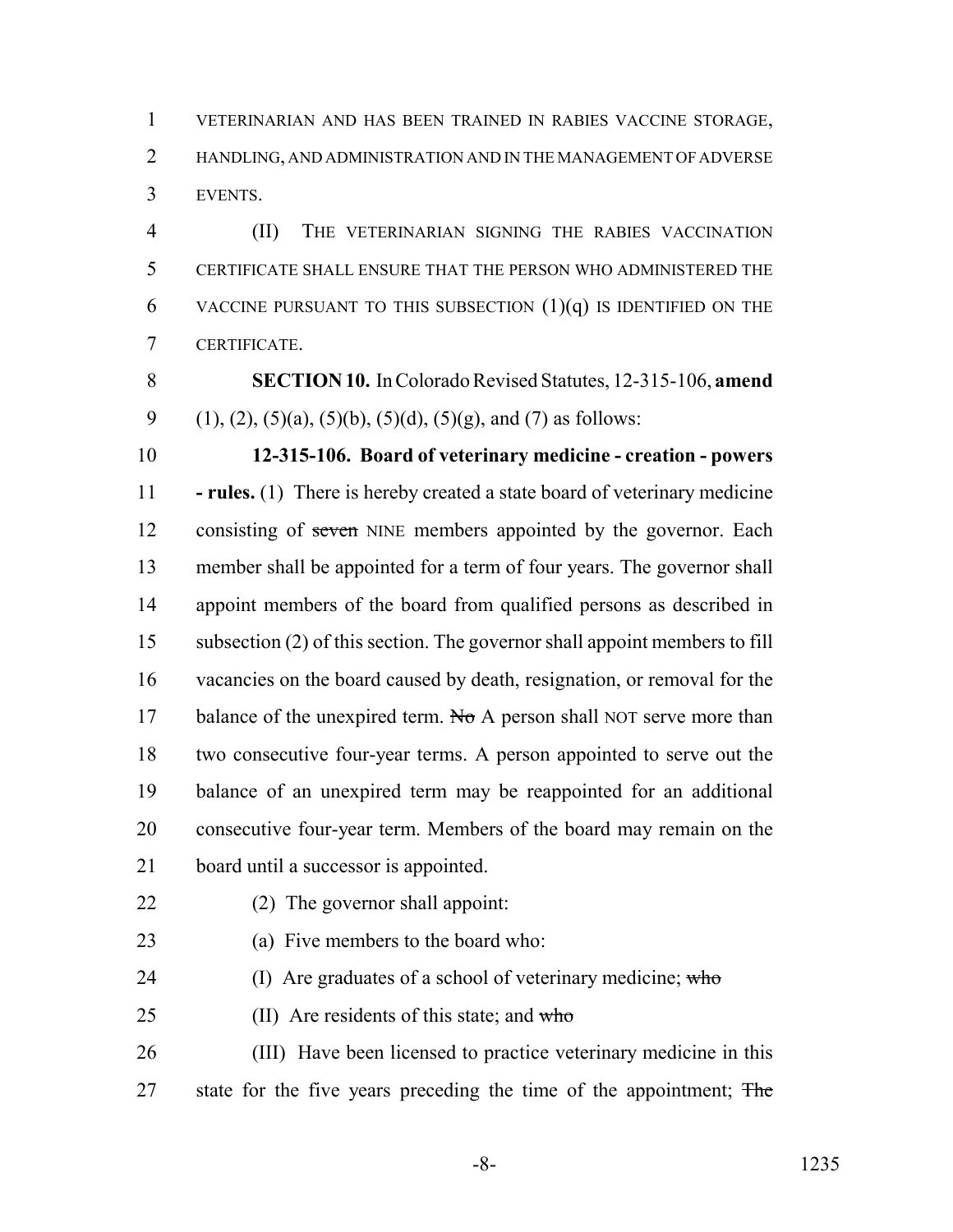VETERINARIAN AND HAS BEEN TRAINED IN RABIES VACCINE STORAGE, HANDLING, AND ADMINISTRATION AND IN THE MANAGEMENT OF ADVERSE EVENTS.

(II) THE VETERINARIAN SIGNING THE RABIES VACCINATION CERTIFICATE SHALL ENSURE THAT THE PERSON WHO ADMINISTERED THE VACCINE PURSUANT TO THIS SUBSECTION (1)(q) IS IDENTIFIED ON THE CERTIFICATE.

**SECTION 10.** In Colorado Revised Statutes, 12-315-106, **amend** (1), (2), (5)(a), (5)(b), (5)(d), (5)(g), and (7) as follows:

**12-315-106. Board of veterinary medicine - creation - powers - rules.** (1) There is hereby created a state board of veterinary medicine consisting of ~~seven~~ NINE members appointed by the governor. Each member shall be appointed for a term of four years. The governor shall appoint members of the board from qualified persons as described in subsection (2) of this section. The governor shall appoint members to fill vacancies on the board caused by death, resignation, or removal for the balance of the unexpired term. ~~No~~ A person shall NOT serve more than two consecutive four-year terms. A person appointed to serve out the balance of an unexpired term may be reappointed for an additional consecutive four-year term. Members of the board may remain on the board until a successor is appointed.

(2) The governor shall appoint:

(a) Five members to the board who:

(I) Are graduates of a school of veterinary medicine; ~~who~~

(II) Are residents of this state; and ~~who~~

(III) Have been licensed to practice veterinary medicine in this state for the five years preceding the time of the appointment; ~~The~~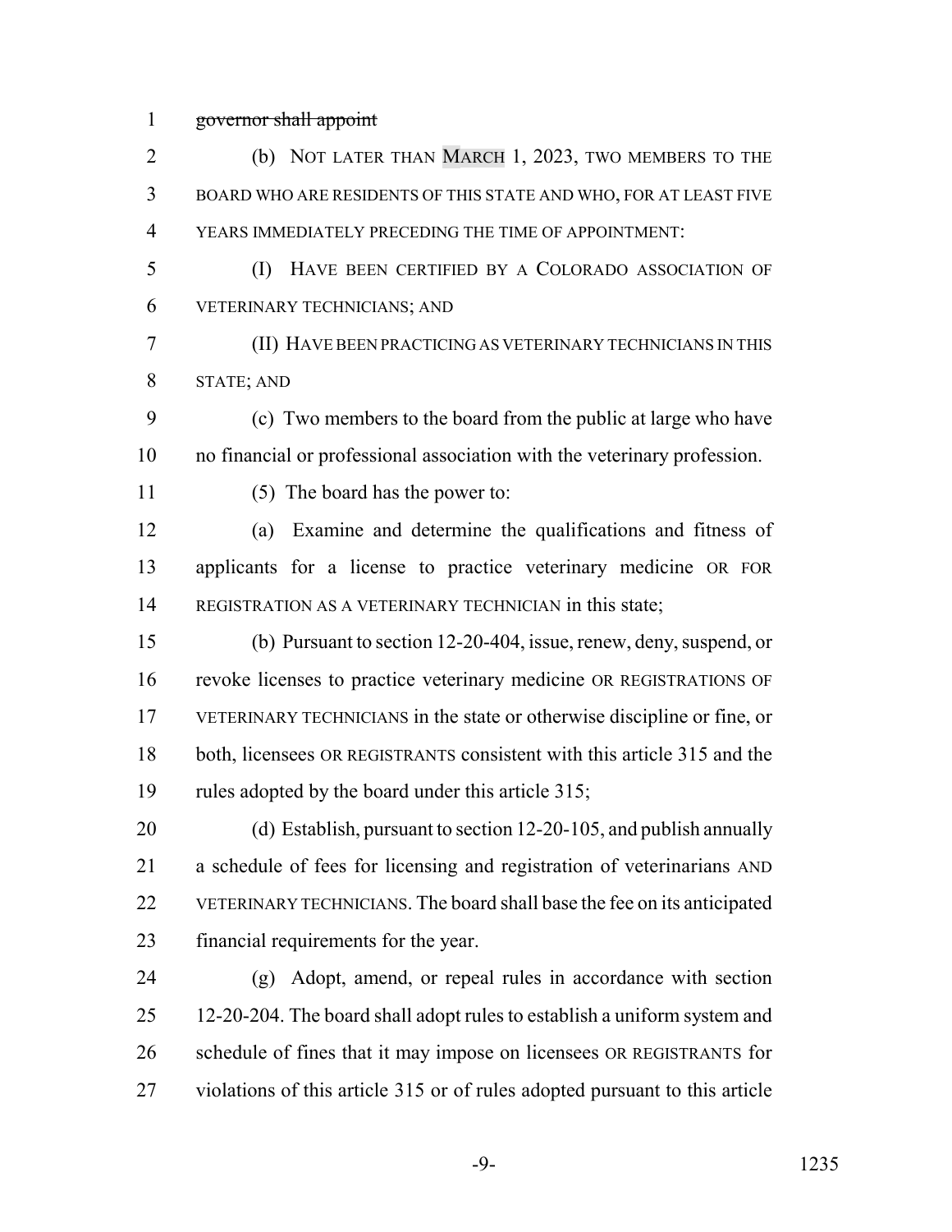~~governor shall appoint~~

(b) NOT LATER THAN MARCH 1, 2023, TWO MEMBERS TO THE BOARD WHO ARE RESIDENTS OF THIS STATE AND WHO, FOR AT LEAST FIVE YEARS IMMEDIATELY PRECEDING THE TIME OF APPOINTMENT:

(I) HAVE BEEN CERTIFIED BY A COLORADO ASSOCIATION OF VETERINARY TECHNICIANS; AND

(II) HAVE BEEN PRACTICING AS VETERINARY TECHNICIANS IN THIS STATE; AND

(c) Two members to the board from the public at large who have no financial or professional association with the veterinary profession.

(5) The board has the power to:

(a) Examine and determine the qualifications and fitness of applicants for a license to practice veterinary medicine OR FOR REGISTRATION AS A VETERINARY TECHNICIAN in this state;

(b) Pursuant to section 12-20-404, issue, renew, deny, suspend, or revoke licenses to practice veterinary medicine OR REGISTRATIONS OF VETERINARY TECHNICIANS in the state or otherwise discipline or fine, or both, licensees OR REGISTRANTS consistent with this article 315 and the rules adopted by the board under this article 315;

(d) Establish, pursuant to section 12-20-105, and publish annually a schedule of fees for licensing and registration of veterinarians AND VETERINARY TECHNICIANS. The board shall base the fee on its anticipated financial requirements for the year.

(g) Adopt, amend, or repeal rules in accordance with section 12-20-204. The board shall adopt rules to establish a uniform system and schedule of fines that it may impose on licensees OR REGISTRANTS for violations of this article 315 or of rules adopted pursuant to this article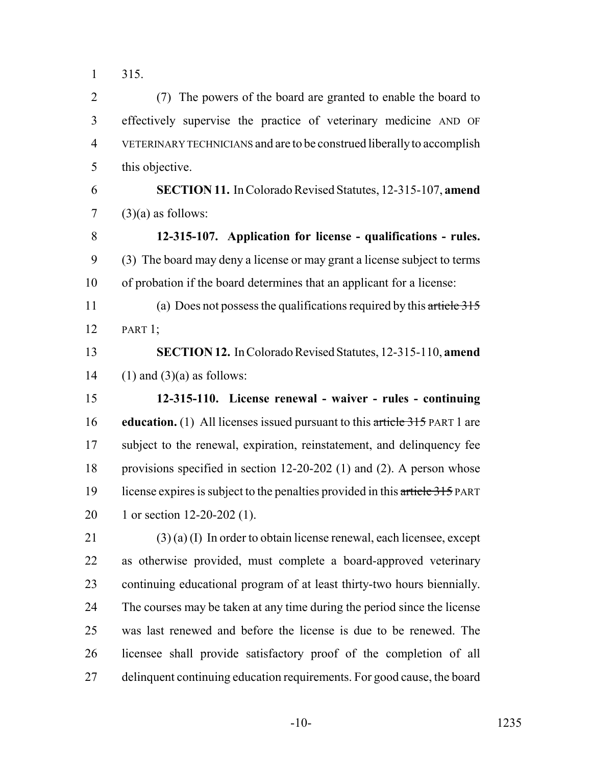315.

(7) The powers of the board are granted to enable the board to effectively supervise the practice of veterinary medicine AND OF VETERINARY TECHNICIANS and are to be construed liberally to accomplish this objective.

**SECTION 11.** In Colorado Revised Statutes, 12-315-107, **amend** (3)(a) as follows:

**12-315-107. Application for license - qualifications - rules.** (3) The board may deny a license or may grant a license subject to terms of probation if the board determines that an applicant for a license:

(a) Does not possess the qualifications required by this ~~article 315~~ PART 1;

**SECTION 12.** In Colorado Revised Statutes, 12-315-110, **amend** (1) and (3)(a) as follows:

**12-315-110. License renewal - waiver - rules - continuing education.** (1) All licenses issued pursuant to this ~~article 315~~ PART 1 are subject to the renewal, expiration, reinstatement, and delinquency fee provisions specified in section 12-20-202 (1) and (2). A person whose license expires is subject to the penalties provided in this ~~article 315~~ PART 1 or section 12-20-202 (1).

(3) (a) (I) In order to obtain license renewal, each licensee, except as otherwise provided, must complete a board-approved veterinary continuing educational program of at least thirty-two hours biennially. The courses may be taken at any time during the period since the license was last renewed and before the license is due to be renewed. The licensee shall provide satisfactory proof of the completion of all delinquent continuing education requirements. For good cause, the board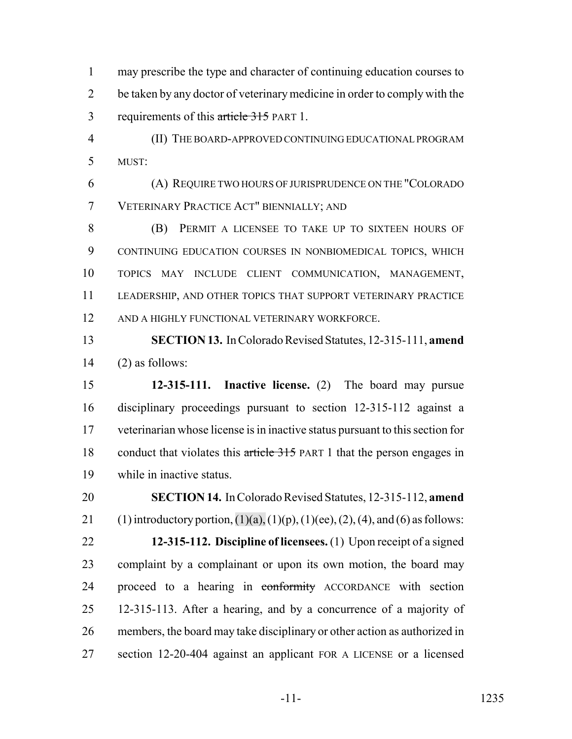may prescribe the type and character of continuing education courses to be taken by any doctor of veterinary medicine in order to comply with the requirements of this ~~article 315~~ PART 1.

(II) THE BOARD-APPROVED CONTINUING EDUCATIONAL PROGRAM MUST:

(A) REQUIRE TWO HOURS OF JURISPRUDENCE ON THE "COLORADO VETERINARY PRACTICE ACT" BIENNIALLY; AND

(B) PERMIT A LICENSEE TO TAKE UP TO SIXTEEN HOURS OF CONTINUING EDUCATION COURSES IN NONBIOMEDICAL TOPICS, WHICH TOPICS MAY INCLUDE CLIENT COMMUNICATION, MANAGEMENT, LEADERSHIP, AND OTHER TOPICS THAT SUPPORT VETERINARY PRACTICE AND A HIGHLY FUNCTIONAL VETERINARY WORKFORCE.

**SECTION 13.** In Colorado Revised Statutes, 12-315-111, **amend** (2) as follows:

**12-315-111. Inactive license.** (2) The board may pursue disciplinary proceedings pursuant to section 12-315-112 against a veterinarian whose license is in inactive status pursuant to this section for conduct that violates this ~~article 315~~ PART 1 that the person engages in while in inactive status.

**SECTION 14.** In Colorado Revised Statutes, 12-315-112, **amend** (1) introductory portion, (1)(a), (1)(p), (1)(ee), (2), (4), and (6) as follows:

**12-315-112. Discipline of licensees.** (1) Upon receipt of a signed complaint by a complainant or upon its own motion, the board may proceed to a hearing in ~~conformity~~ ACCORDANCE with section 12-315-113. After a hearing, and by a concurrence of a majority of members, the board may take disciplinary or other action as authorized in section 12-20-404 against an applicant FOR A LICENSE or a licensed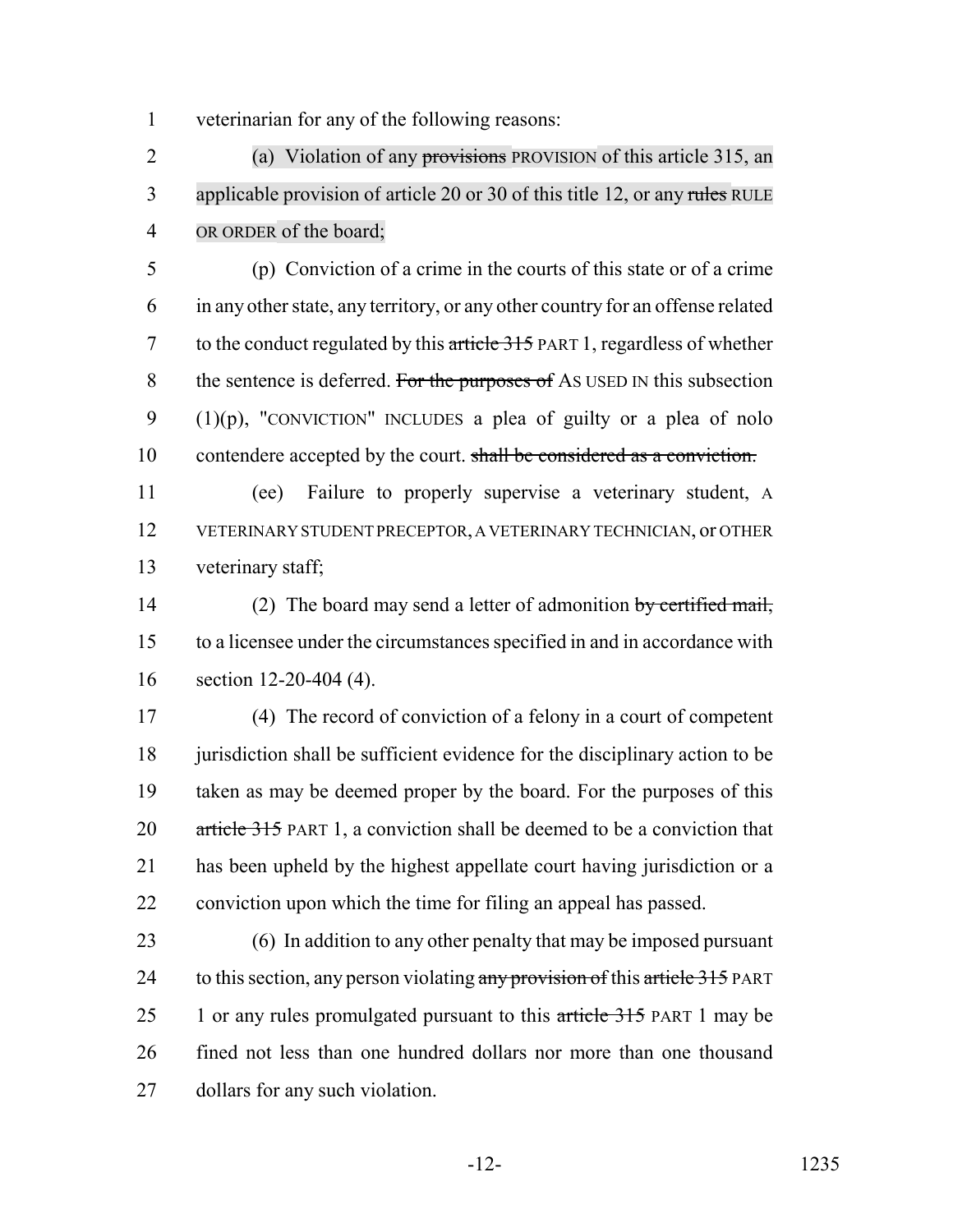veterinarian for any of the following reasons:

(a) Violation of any ~~provisions~~ PROVISION of this article 315, an applicable provision of article 20 or 30 of this title 12, or any ~~rules~~ RULE OR ORDER of the board;

(p) Conviction of a crime in the courts of this state or of a crime in any other state, any territory, or any other country for an offense related to the conduct regulated by this ~~article 315~~ PART 1, regardless of whether the sentence is deferred. ~~For the purposes of~~ AS USED IN this subsection (1)(p), "CONVICTION" INCLUDES a plea of guilty or a plea of nolo contendere accepted by the court. ~~shall be considered as a conviction.~~

(ee) Failure to properly supervise a veterinary student, A VETERINARY STUDENT PRECEPTOR, A VETERINARY TECHNICIAN, or OTHER veterinary staff;

(2) The board may send a letter of admonition ~~by certified mail,~~ to a licensee under the circumstances specified in and in accordance with section 12-20-404 (4).

(4) The record of conviction of a felony in a court of competent jurisdiction shall be sufficient evidence for the disciplinary action to be taken as may be deemed proper by the board. For the purposes of this ~~article 315~~ PART 1, a conviction shall be deemed to be a conviction that has been upheld by the highest appellate court having jurisdiction or a conviction upon which the time for filing an appeal has passed.

(6) In addition to any other penalty that may be imposed pursuant to this section, any person violating ~~any provision of~~ this ~~article 315~~ PART 1 or any rules promulgated pursuant to this ~~article 315~~ PART 1 may be fined not less than one hundred dollars nor more than one thousand dollars for any such violation.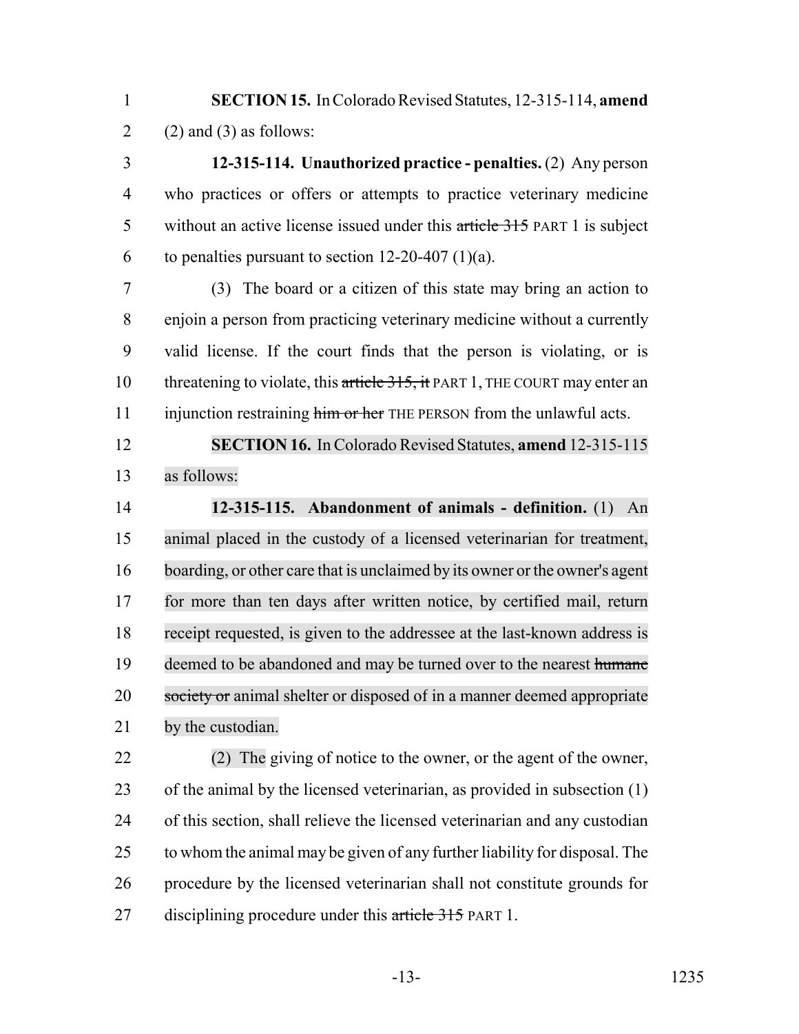**SECTION 15.** In Colorado Revised Statutes, 12-315-114, **amend** (2) and (3) as follows:

**12-315-114. Unauthorized practice - penalties.** (2) Any person who practices or offers or attempts to practice veterinary medicine without an active license issued under this ~~article 315~~ PART 1 is subject to penalties pursuant to section 12-20-407 (1)(a).

(3) The board or a citizen of this state may bring an action to enjoin a person from practicing veterinary medicine without a currently valid license. If the court finds that the person is violating, or is threatening to violate, this ~~article 315, it~~ PART 1, THE COURT may enter an injunction restraining ~~him or her~~ THE PERSON from the unlawful acts.

**SECTION 16.** In Colorado Revised Statutes, **amend** 12-315-115 as follows:

**12-315-115. Abandonment of animals - definition.** (1) An animal placed in the custody of a licensed veterinarian for treatment, boarding, or other care that is unclaimed by its owner or the owner's agent for more than ten days after written notice, by certified mail, return receipt requested, is given to the addressee at the last-known address is deemed to be abandoned and may be turned over to the nearest ~~humane society or~~ animal shelter or disposed of in a manner deemed appropriate by the custodian.

(2) The giving of notice to the owner, or the agent of the owner, of the animal by the licensed veterinarian, as provided in subsection (1) of this section, shall relieve the licensed veterinarian and any custodian to whom the animal may be given of any further liability for disposal. The procedure by the licensed veterinarian shall not constitute grounds for disciplining procedure under this ~~article 315~~ PART 1.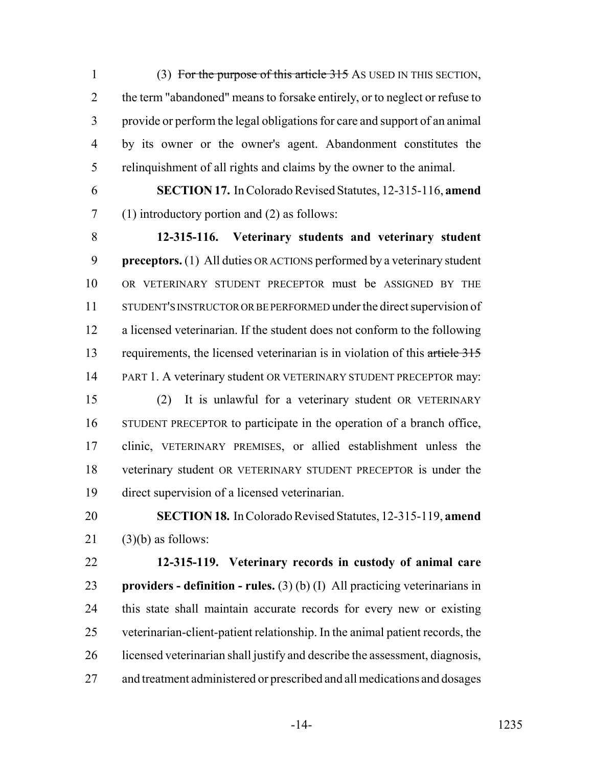(3) ~~For the purpose of this article 315~~ AS USED IN THIS SECTION, the term "abandoned" means to forsake entirely, or to neglect or refuse to provide or perform the legal obligations for care and support of an animal by its owner or the owner's agent. Abandonment constitutes the relinquishment of all rights and claims by the owner to the animal.

**SECTION 17.** In Colorado Revised Statutes, 12-315-116, **amend** (1) introductory portion and (2) as follows:

**12-315-116. Veterinary students and veterinary student preceptors.** (1) All duties OR ACTIONS performed by a veterinary student OR VETERINARY STUDENT PRECEPTOR must be ASSIGNED BY THE STUDENT'S INSTRUCTOR OR BE PERFORMED under the direct supervision of a licensed veterinarian. If the student does not conform to the following requirements, the licensed veterinarian is in violation of this ~~article 315~~ PART 1. A veterinary student OR VETERINARY STUDENT PRECEPTOR may:

(2) It is unlawful for a veterinary student OR VETERINARY STUDENT PRECEPTOR to participate in the operation of a branch office, clinic, VETERINARY PREMISES, or allied establishment unless the veterinary student OR VETERINARY STUDENT PRECEPTOR is under the direct supervision of a licensed veterinarian.

**SECTION 18.** In Colorado Revised Statutes, 12-315-119, **amend** (3)(b) as follows:

**12-315-119. Veterinary records in custody of animal care providers - definition - rules.** (3) (b) (I) All practicing veterinarians in this state shall maintain accurate records for every new or existing veterinarian-client-patient relationship. In the animal patient records, the licensed veterinarian shall justify and describe the assessment, diagnosis, and treatment administered or prescribed and all medications and dosages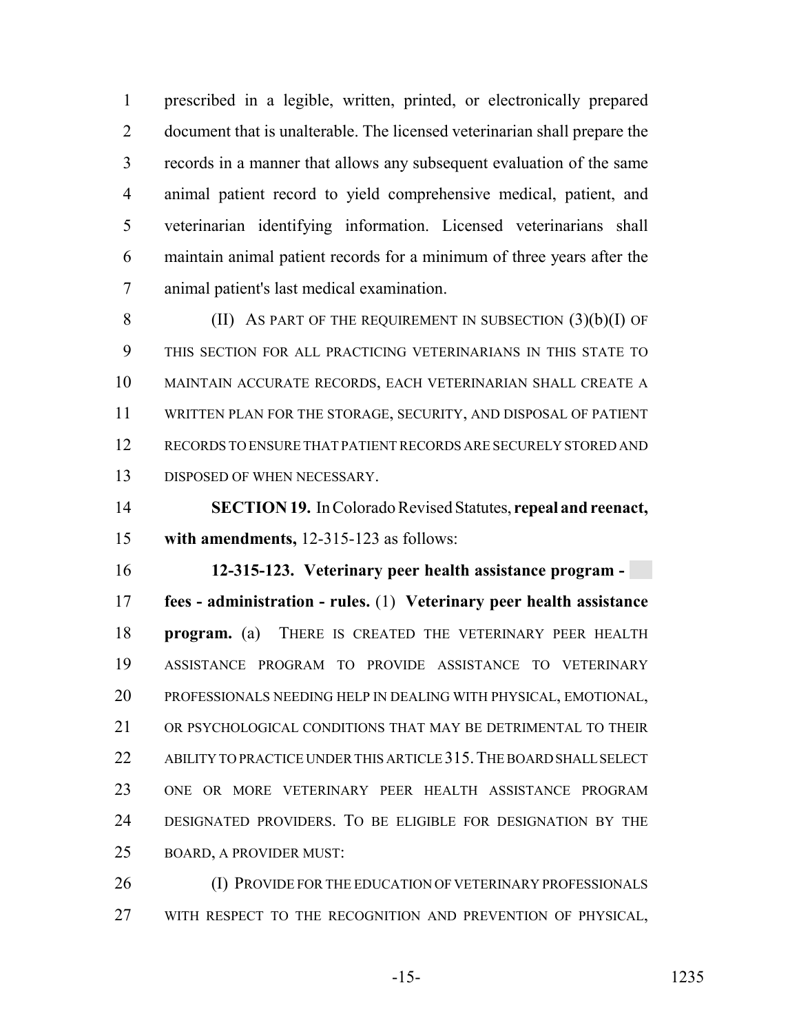prescribed in a legible, written, printed, or electronically prepared document that is unalterable. The licensed veterinarian shall prepare the records in a manner that allows any subsequent evaluation of the same animal patient record to yield comprehensive medical, patient, and veterinarian identifying information. Licensed veterinarians shall maintain animal patient records for a minimum of three years after the animal patient's last medical examination.

(II) AS PART OF THE REQUIREMENT IN SUBSECTION (3)(b)(I) OF THIS SECTION FOR ALL PRACTICING VETERINARIANS IN THIS STATE TO MAINTAIN ACCURATE RECORDS, EACH VETERINARIAN SHALL CREATE A WRITTEN PLAN FOR THE STORAGE, SECURITY, AND DISPOSAL OF PATIENT RECORDS TO ENSURE THAT PATIENT RECORDS ARE SECURELY STORED AND DISPOSED OF WHEN NECESSARY.

**SECTION 19.** In Colorado Revised Statutes, **repeal and reenact, with amendments,** 12-315-123 as follows:

**12-315-123. Veterinary peer health assistance program - fees - administration - rules.** (1) **Veterinary peer health assistance program.** (a) THERE IS CREATED THE VETERINARY PEER HEALTH ASSISTANCE PROGRAM TO PROVIDE ASSISTANCE TO VETERINARY PROFESSIONALS NEEDING HELP IN DEALING WITH PHYSICAL, EMOTIONAL, OR PSYCHOLOGICAL CONDITIONS THAT MAY BE DETRIMENTAL TO THEIR ABILITY TO PRACTICE UNDER THIS ARTICLE 315. THE BOARD SHALL SELECT ONE OR MORE VETERINARY PEER HEALTH ASSISTANCE PROGRAM DESIGNATED PROVIDERS. TO BE ELIGIBLE FOR DESIGNATION BY THE BOARD, A PROVIDER MUST:

(I) PROVIDE FOR THE EDUCATION OF VETERINARY PROFESSIONALS WITH RESPECT TO THE RECOGNITION AND PREVENTION OF PHYSICAL,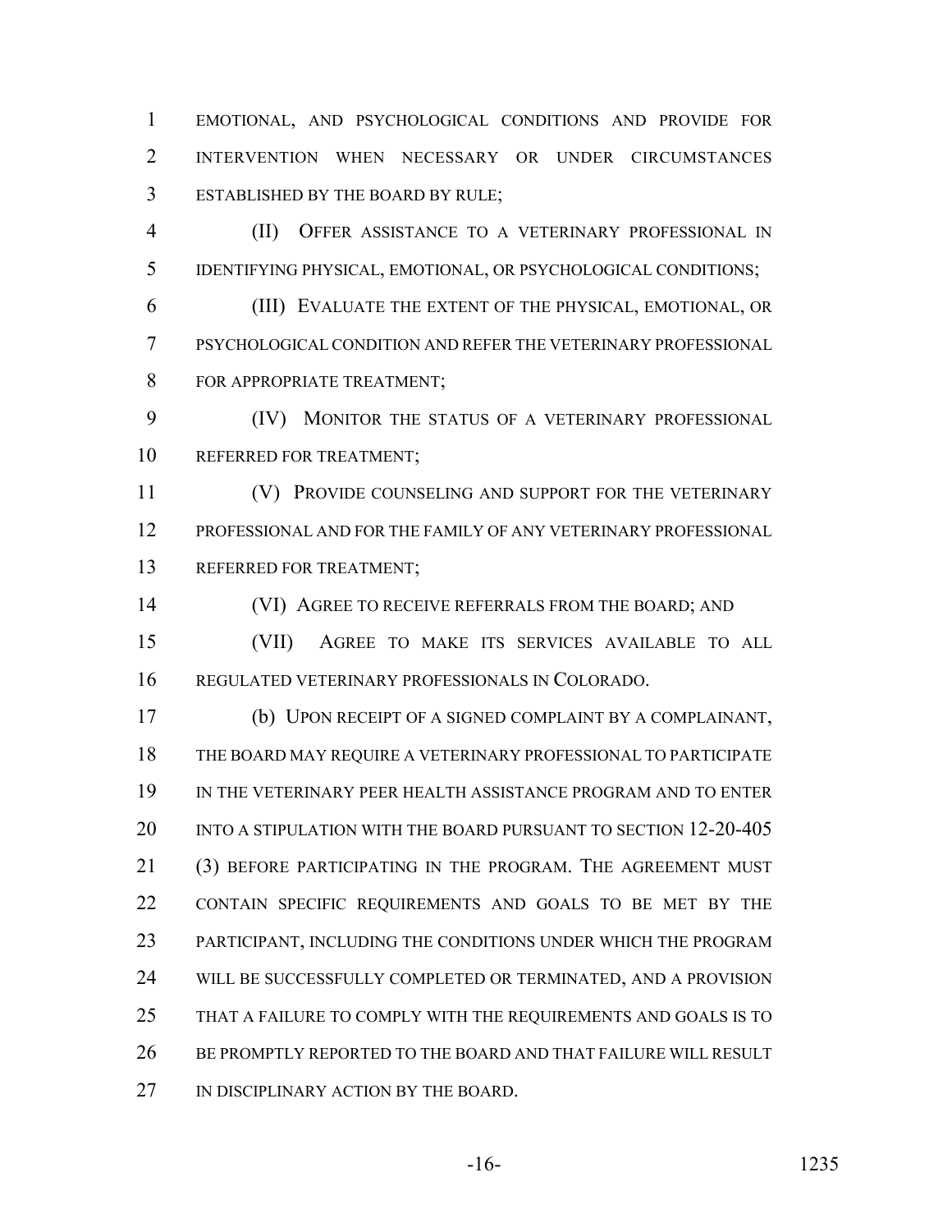EMOTIONAL, AND PSYCHOLOGICAL CONDITIONS AND PROVIDE FOR INTERVENTION WHEN NECESSARY OR UNDER CIRCUMSTANCES ESTABLISHED BY THE BOARD BY RULE;

(II) OFFER ASSISTANCE TO A VETERINARY PROFESSIONAL IN IDENTIFYING PHYSICAL, EMOTIONAL, OR PSYCHOLOGICAL CONDITIONS;

(III) EVALUATE THE EXTENT OF THE PHYSICAL, EMOTIONAL, OR PSYCHOLOGICAL CONDITION AND REFER THE VETERINARY PROFESSIONAL FOR APPROPRIATE TREATMENT;

(IV) MONITOR THE STATUS OF A VETERINARY PROFESSIONAL REFERRED FOR TREATMENT;

(V) PROVIDE COUNSELING AND SUPPORT FOR THE VETERINARY PROFESSIONAL AND FOR THE FAMILY OF ANY VETERINARY PROFESSIONAL REFERRED FOR TREATMENT;

(VI) AGREE TO RECEIVE REFERRALS FROM THE BOARD; AND

(VII) AGREE TO MAKE ITS SERVICES AVAILABLE TO ALL REGULATED VETERINARY PROFESSIONALS IN COLORADO.

(b) UPON RECEIPT OF A SIGNED COMPLAINT BY A COMPLAINANT, THE BOARD MAY REQUIRE A VETERINARY PROFESSIONAL TO PARTICIPATE IN THE VETERINARY PEER HEALTH ASSISTANCE PROGRAM AND TO ENTER INTO A STIPULATION WITH THE BOARD PURSUANT TO SECTION 12-20-405 (3) BEFORE PARTICIPATING IN THE PROGRAM. THE AGREEMENT MUST CONTAIN SPECIFIC REQUIREMENTS AND GOALS TO BE MET BY THE PARTICIPANT, INCLUDING THE CONDITIONS UNDER WHICH THE PROGRAM WILL BE SUCCESSFULLY COMPLETED OR TERMINATED, AND A PROVISION THAT A FAILURE TO COMPLY WITH THE REQUIREMENTS AND GOALS IS TO BE PROMPTLY REPORTED TO THE BOARD AND THAT FAILURE WILL RESULT IN DISCIPLINARY ACTION BY THE BOARD.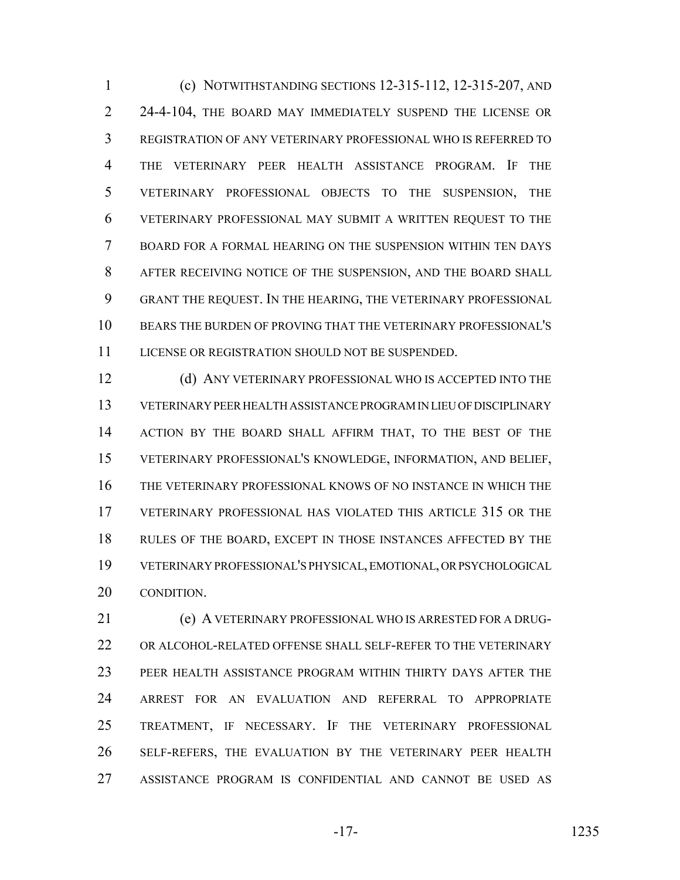(c) NOTWITHSTANDING SECTIONS 12-315-112, 12-315-207, AND 24-4-104, THE BOARD MAY IMMEDIATELY SUSPEND THE LICENSE OR REGISTRATION OF ANY VETERINARY PROFESSIONAL WHO IS REFERRED TO THE VETERINARY PEER HEALTH ASSISTANCE PROGRAM. IF THE VETERINARY PROFESSIONAL OBJECTS TO THE SUSPENSION, THE VETERINARY PROFESSIONAL MAY SUBMIT A WRITTEN REQUEST TO THE BOARD FOR A FORMAL HEARING ON THE SUSPENSION WITHIN TEN DAYS AFTER RECEIVING NOTICE OF THE SUSPENSION, AND THE BOARD SHALL GRANT THE REQUEST. IN THE HEARING, THE VETERINARY PROFESSIONAL BEARS THE BURDEN OF PROVING THAT THE VETERINARY PROFESSIONAL'S LICENSE OR REGISTRATION SHOULD NOT BE SUSPENDED.

(d) ANY VETERINARY PROFESSIONAL WHO IS ACCEPTED INTO THE VETERINARY PEER HEALTH ASSISTANCE PROGRAM IN LIEU OF DISCIPLINARY ACTION BY THE BOARD SHALL AFFIRM THAT, TO THE BEST OF THE VETERINARY PROFESSIONAL'S KNOWLEDGE, INFORMATION, AND BELIEF, THE VETERINARY PROFESSIONAL KNOWS OF NO INSTANCE IN WHICH THE VETERINARY PROFESSIONAL HAS VIOLATED THIS ARTICLE 315 OR THE RULES OF THE BOARD, EXCEPT IN THOSE INSTANCES AFFECTED BY THE VETERINARY PROFESSIONAL'S PHYSICAL, EMOTIONAL, OR PSYCHOLOGICAL CONDITION.

(e) A VETERINARY PROFESSIONAL WHO IS ARRESTED FOR A DRUG- OR ALCOHOL-RELATED OFFENSE SHALL SELF-REFER TO THE VETERINARY PEER HEALTH ASSISTANCE PROGRAM WITHIN THIRTY DAYS AFTER THE ARREST FOR AN EVALUATION AND REFERRAL TO APPROPRIATE TREATMENT, IF NECESSARY. IF THE VETERINARY PROFESSIONAL SELF-REFERS, THE EVALUATION BY THE VETERINARY PEER HEALTH ASSISTANCE PROGRAM IS CONFIDENTIAL AND CANNOT BE USED AS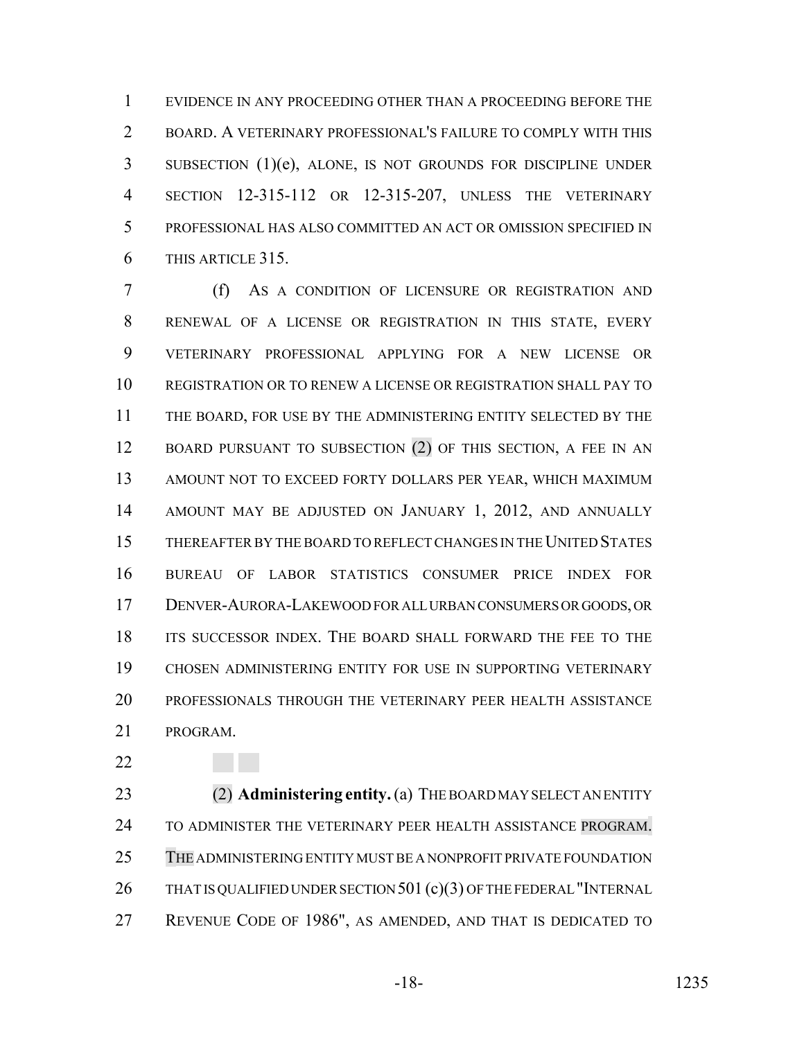EVIDENCE IN ANY PROCEEDING OTHER THAN A PROCEEDING BEFORE THE BOARD. A VETERINARY PROFESSIONAL'S FAILURE TO COMPLY WITH THIS SUBSECTION (1)(e), ALONE, IS NOT GROUNDS FOR DISCIPLINE UNDER SECTION 12-315-112 OR 12-315-207, UNLESS THE VETERINARY PROFESSIONAL HAS ALSO COMMITTED AN ACT OR OMISSION SPECIFIED IN THIS ARTICLE 315.

(f) AS A CONDITION OF LICENSURE OR REGISTRATION AND RENEWAL OF A LICENSE OR REGISTRATION IN THIS STATE, EVERY VETERINARY PROFESSIONAL APPLYING FOR A NEW LICENSE OR REGISTRATION OR TO RENEW A LICENSE OR REGISTRATION SHALL PAY TO THE BOARD, FOR USE BY THE ADMINISTERING ENTITY SELECTED BY THE BOARD PURSUANT TO SUBSECTION (2) OF THIS SECTION, A FEE IN AN AMOUNT NOT TO EXCEED FORTY DOLLARS PER YEAR, WHICH MAXIMUM AMOUNT MAY BE ADJUSTED ON JANUARY 1, 2012, AND ANNUALLY THEREAFTER BY THE BOARD TO REFLECT CHANGES IN THE UNITED STATES BUREAU OF LABOR STATISTICS CONSUMER PRICE INDEX FOR DENVER-AURORA-LAKEWOOD FOR ALL URBAN CONSUMERS OR GOODS, OR ITS SUCCESSOR INDEX. THE BOARD SHALL FORWARD THE FEE TO THE CHOSEN ADMINISTERING ENTITY FOR USE IN SUPPORTING VETERINARY PROFESSIONALS THROUGH THE VETERINARY PEER HEALTH ASSISTANCE PROGRAM.

(2) **Administering entity.** (a) THE BOARD MAY SELECT AN ENTITY TO ADMINISTER THE VETERINARY PEER HEALTH ASSISTANCE PROGRAM. THE ADMINISTERING ENTITY MUST BE A NONPROFIT PRIVATE FOUNDATION THAT IS QUALIFIED UNDER SECTION 501 (c)(3) OF THE FEDERAL "INTERNAL REVENUE CODE OF 1986", AS AMENDED, AND THAT IS DEDICATED TO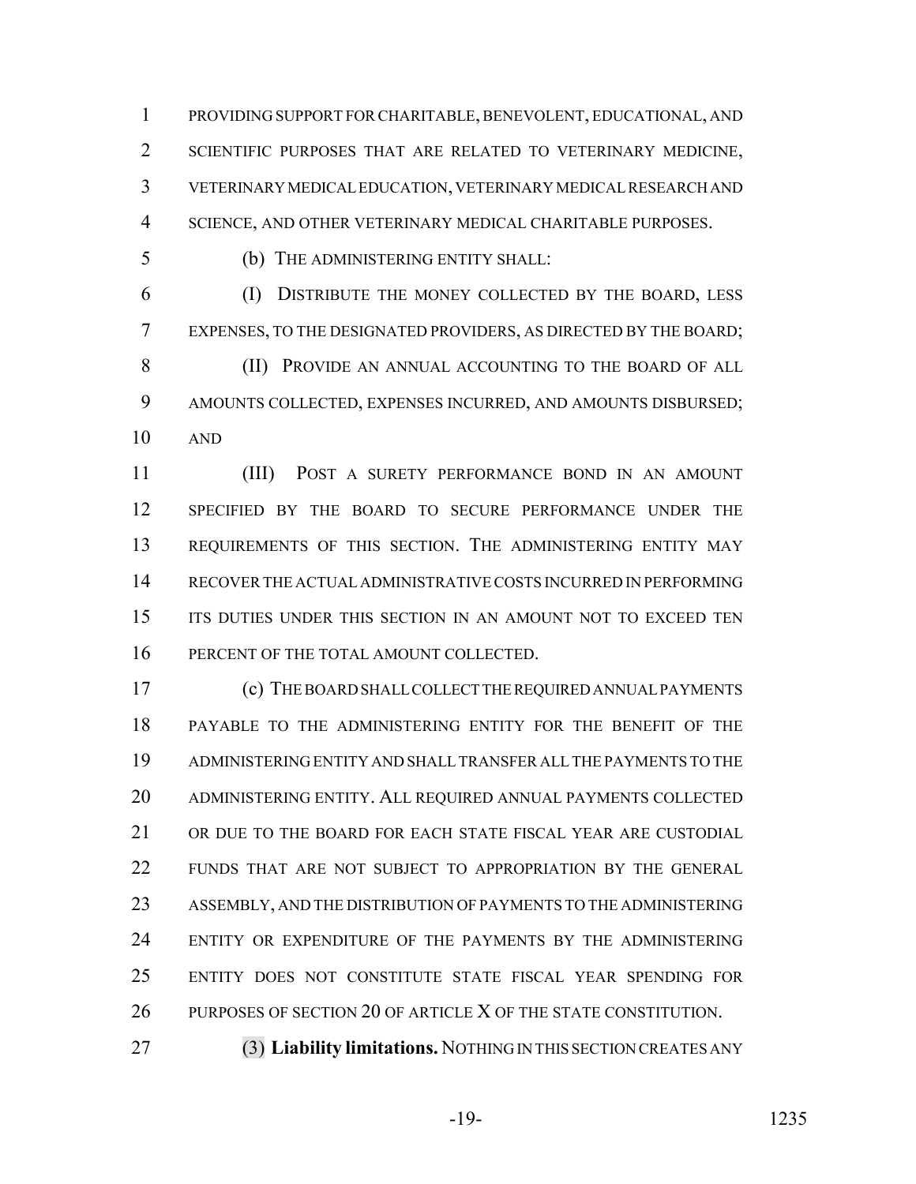PROVIDING SUPPORT FOR CHARITABLE, BENEVOLENT, EDUCATIONAL, AND SCIENTIFIC PURPOSES THAT ARE RELATED TO VETERINARY MEDICINE, VETERINARY MEDICAL EDUCATION, VETERINARY MEDICAL RESEARCH AND SCIENCE, AND OTHER VETERINARY MEDICAL CHARITABLE PURPOSES.

(b) THE ADMINISTERING ENTITY SHALL:

(I) DISTRIBUTE THE MONEY COLLECTED BY THE BOARD, LESS EXPENSES, TO THE DESIGNATED PROVIDERS, AS DIRECTED BY THE BOARD;

(II) PROVIDE AN ANNUAL ACCOUNTING TO THE BOARD OF ALL AMOUNTS COLLECTED, EXPENSES INCURRED, AND AMOUNTS DISBURSED; AND

(III) POST A SURETY PERFORMANCE BOND IN AN AMOUNT SPECIFIED BY THE BOARD TO SECURE PERFORMANCE UNDER THE REQUIREMENTS OF THIS SECTION. THE ADMINISTERING ENTITY MAY RECOVER THE ACTUAL ADMINISTRATIVE COSTS INCURRED IN PERFORMING ITS DUTIES UNDER THIS SECTION IN AN AMOUNT NOT TO EXCEED TEN PERCENT OF THE TOTAL AMOUNT COLLECTED.

(c) THE BOARD SHALL COLLECT THE REQUIRED ANNUAL PAYMENTS PAYABLE TO THE ADMINISTERING ENTITY FOR THE BENEFIT OF THE ADMINISTERING ENTITY AND SHALL TRANSFER ALL THE PAYMENTS TO THE ADMINISTERING ENTITY. ALL REQUIRED ANNUAL PAYMENTS COLLECTED OR DUE TO THE BOARD FOR EACH STATE FISCAL YEAR ARE CUSTODIAL FUNDS THAT ARE NOT SUBJECT TO APPROPRIATION BY THE GENERAL ASSEMBLY, AND THE DISTRIBUTION OF PAYMENTS TO THE ADMINISTERING ENTITY OR EXPENDITURE OF THE PAYMENTS BY THE ADMINISTERING ENTITY DOES NOT CONSTITUTE STATE FISCAL YEAR SPENDING FOR PURPOSES OF SECTION 20 OF ARTICLE X OF THE STATE CONSTITUTION.

(3) **Liability limitations.** NOTHING IN THIS SECTION CREATES ANY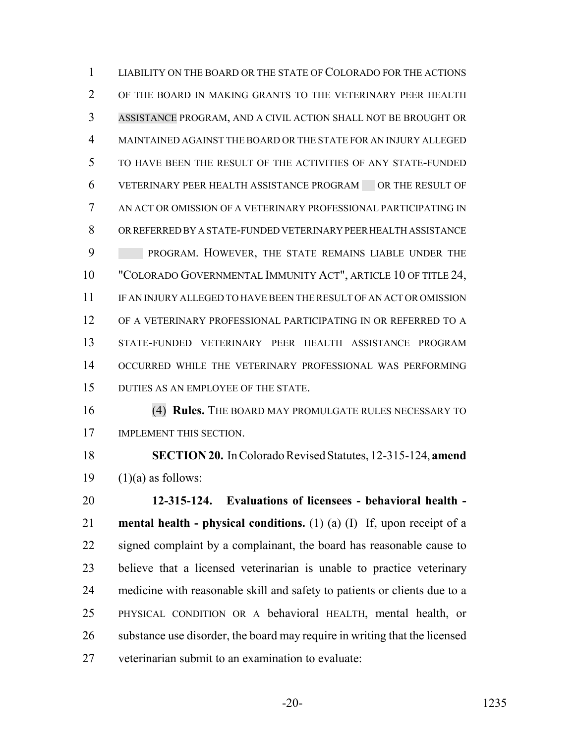LIABILITY ON THE BOARD OR THE STATE OF COLORADO FOR THE ACTIONS OF THE BOARD IN MAKING GRANTS TO THE VETERINARY PEER HEALTH ASSISTANCE PROGRAM, AND A CIVIL ACTION SHALL NOT BE BROUGHT OR MAINTAINED AGAINST THE BOARD OR THE STATE FOR AN INJURY ALLEGED TO HAVE BEEN THE RESULT OF THE ACTIVITIES OF ANY STATE-FUNDED VETERINARY PEER HEALTH ASSISTANCE PROGRAM OR THE RESULT OF AN ACT OR OMISSION OF A VETERINARY PROFESSIONAL PARTICIPATING IN OR REFERRED BY A STATE-FUNDED VETERINARY PEER HEALTH ASSISTANCE PROGRAM. HOWEVER, THE STATE REMAINS LIABLE UNDER THE "COLORADO GOVERNMENTAL IMMUNITY ACT", ARTICLE 10 OF TITLE 24, IF AN INJURY ALLEGED TO HAVE BEEN THE RESULT OF AN ACT OR OMISSION OF A VETERINARY PROFESSIONAL PARTICIPATING IN OR REFERRED TO A STATE-FUNDED VETERINARY PEER HEALTH ASSISTANCE PROGRAM OCCURRED WHILE THE VETERINARY PROFESSIONAL WAS PERFORMING DUTIES AS AN EMPLOYEE OF THE STATE.

(4) **Rules.** THE BOARD MAY PROMULGATE RULES NECESSARY TO IMPLEMENT THIS SECTION.

**SECTION 20.** In Colorado Revised Statutes, 12-315-124, **amend** (1)(a) as follows:

**12-315-124. Evaluations of licensees - behavioral health - mental health - physical conditions.** (1) (a) (I) If, upon receipt of a signed complaint by a complainant, the board has reasonable cause to believe that a licensed veterinarian is unable to practice veterinary medicine with reasonable skill and safety to patients or clients due to a PHYSICAL CONDITION OR A behavioral HEALTH, mental health, or substance use disorder, the board may require in writing that the licensed veterinarian submit to an examination to evaluate: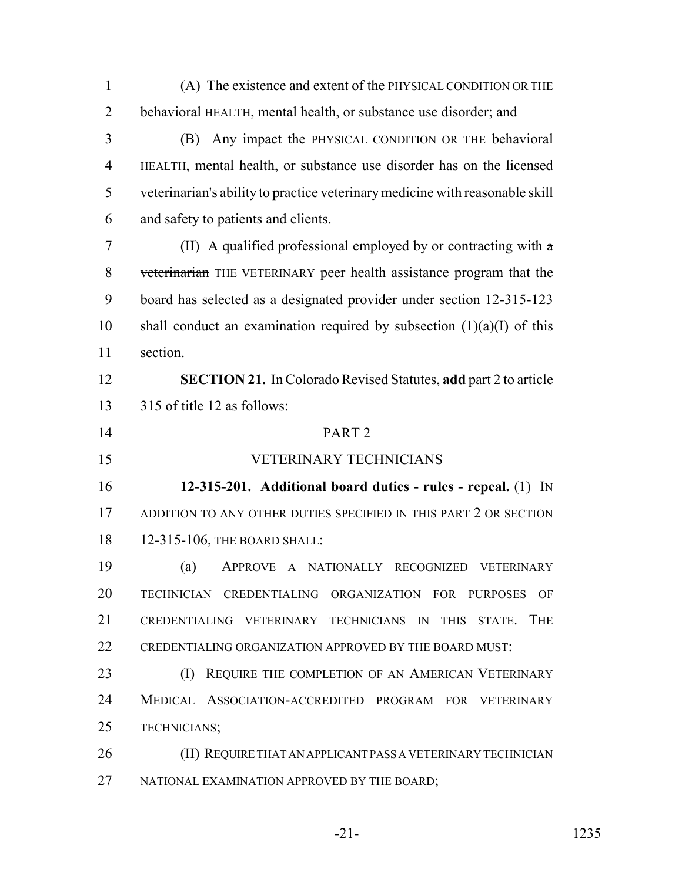(A) The existence and extent of the PHYSICAL CONDITION OR THE behavioral HEALTH, mental health, or substance use disorder; and

(B) Any impact the PHYSICAL CONDITION OR THE behavioral HEALTH, mental health, or substance use disorder has on the licensed veterinarian's ability to practice veterinary medicine with reasonable skill and safety to patients and clients.

(II) A qualified professional employed by or contracting with ~~a veterinarian~~ THE VETERINARY peer health assistance program that the board has selected as a designated provider under section 12-315-123 shall conduct an examination required by subsection (1)(a)(I) of this section.

**SECTION 21.** In Colorado Revised Statutes, **add** part 2 to article 315 of title 12 as follows:

PART 2

VETERINARY TECHNICIANS

**12-315-201. Additional board duties - rules - repeal.** (1) IN ADDITION TO ANY OTHER DUTIES SPECIFIED IN THIS PART 2 OR SECTION 12-315-106, THE BOARD SHALL:

(a) APPROVE A NATIONALLY RECOGNIZED VETERINARY TECHNICIAN CREDENTIALING ORGANIZATION FOR PURPOSES OF CREDENTIALING VETERINARY TECHNICIANS IN THIS STATE. THE CREDENTIALING ORGANIZATION APPROVED BY THE BOARD MUST:

(I) REQUIRE THE COMPLETION OF AN AMERICAN VETERINARY MEDICAL ASSOCIATION-ACCREDITED PROGRAM FOR VETERINARY TECHNICIANS;

(II) REQUIRE THAT AN APPLICANT PASS A VETERINARY TECHNICIAN NATIONAL EXAMINATION APPROVED BY THE BOARD;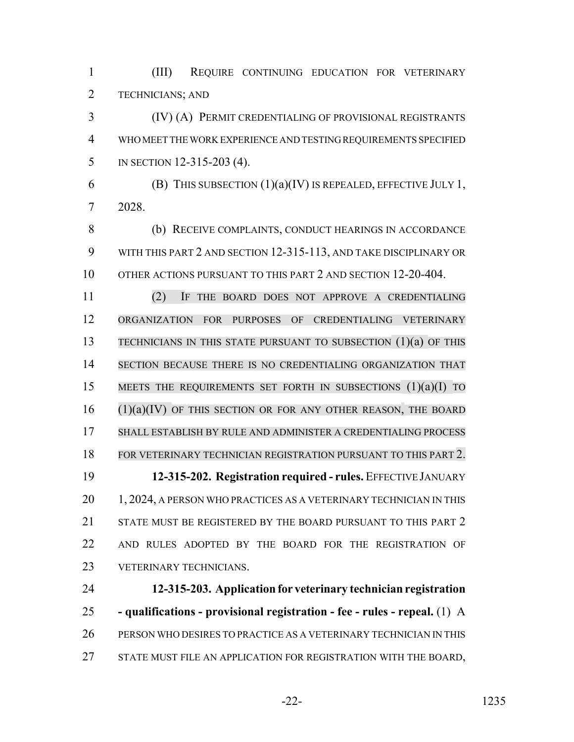(III) REQUIRE CONTINUING EDUCATION FOR VETERINARY TECHNICIANS; AND

(IV) (A) PERMIT CREDENTIALING OF PROVISIONAL REGISTRANTS WHO MEET THE WORK EXPERIENCE AND TESTING REQUIREMENTS SPECIFIED IN SECTION 12-315-203 (4).

(B) THIS SUBSECTION (1)(a)(IV) IS REPEALED, EFFECTIVE JULY 1, 2028.

(b) RECEIVE COMPLAINTS, CONDUCT HEARINGS IN ACCORDANCE WITH THIS PART 2 AND SECTION 12-315-113, AND TAKE DISCIPLINARY OR OTHER ACTIONS PURSUANT TO THIS PART 2 AND SECTION 12-20-404.

(2) IF THE BOARD DOES NOT APPROVE A CREDENTIALING ORGANIZATION FOR PURPOSES OF CREDENTIALING VETERINARY TECHNICIANS IN THIS STATE PURSUANT TO SUBSECTION (1)(a) OF THIS SECTION BECAUSE THERE IS NO CREDENTIALING ORGANIZATION THAT MEETS THE REQUIREMENTS SET FORTH IN SUBSECTIONS (1)(a)(I) TO (1)(a)(IV) OF THIS SECTION OR FOR ANY OTHER REASON, THE BOARD SHALL ESTABLISH BY RULE AND ADMINISTER A CREDENTIALING PROCESS FOR VETERINARY TECHNICIAN REGISTRATION PURSUANT TO THIS PART 2.

**12-315-202. Registration required - rules.** EFFECTIVE JANUARY 1, 2024, A PERSON WHO PRACTICES AS A VETERINARY TECHNICIAN IN THIS STATE MUST BE REGISTERED BY THE BOARD PURSUANT TO THIS PART 2 AND RULES ADOPTED BY THE BOARD FOR THE REGISTRATION OF VETERINARY TECHNICIANS.

**12-315-203. Application for veterinary technician registration - qualifications - provisional registration - fee - rules - repeal.** (1) A PERSON WHO DESIRES TO PRACTICE AS A VETERINARY TECHNICIAN IN THIS STATE MUST FILE AN APPLICATION FOR REGISTRATION WITH THE BOARD,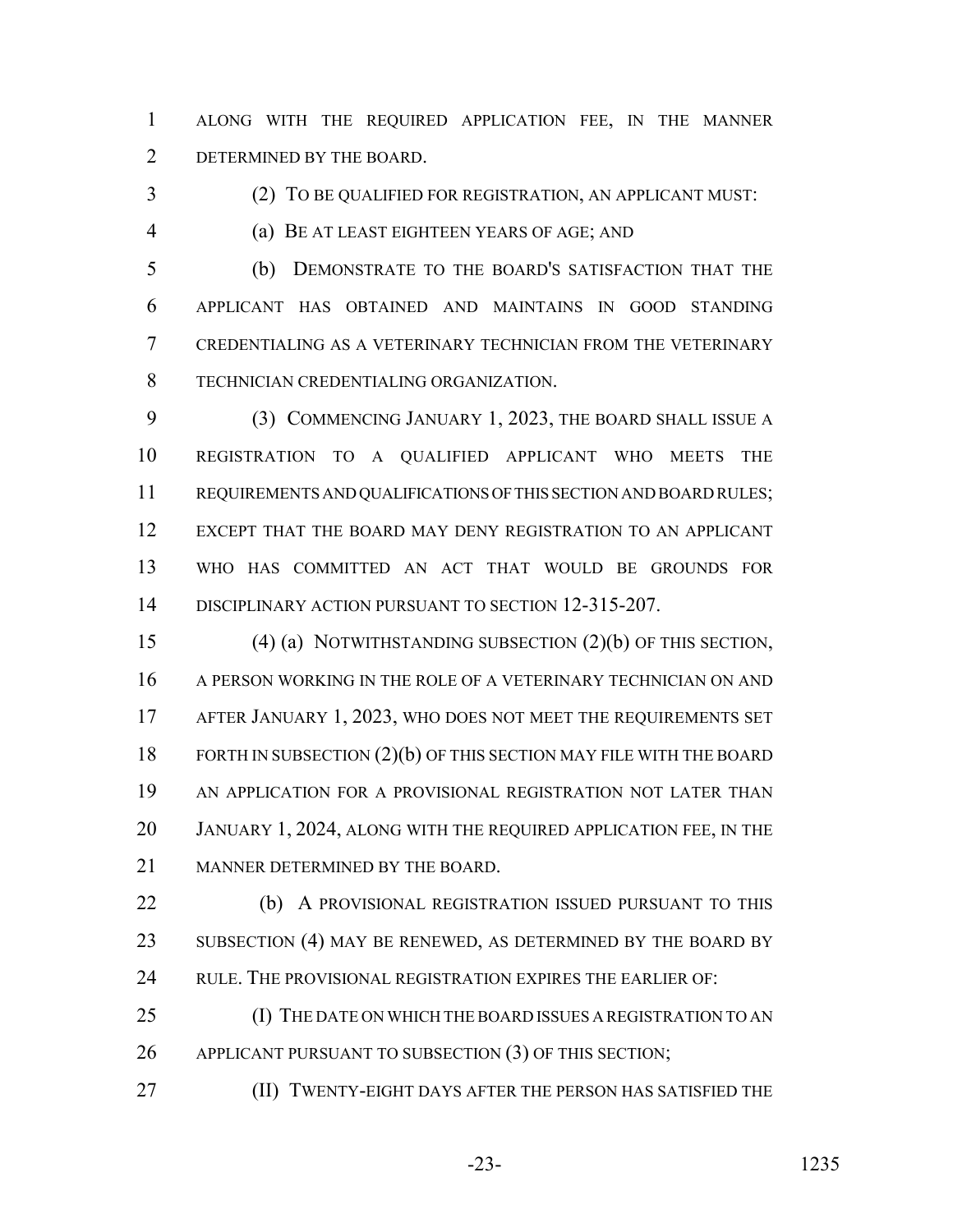ALONG WITH THE REQUIRED APPLICATION FEE, IN THE MANNER DETERMINED BY THE BOARD.

(2) TO BE QUALIFIED FOR REGISTRATION, AN APPLICANT MUST:

(a) BE AT LEAST EIGHTEEN YEARS OF AGE; AND

(b) DEMONSTRATE TO THE BOARD'S SATISFACTION THAT THE APPLICANT HAS OBTAINED AND MAINTAINS IN GOOD STANDING CREDENTIALING AS A VETERINARY TECHNICIAN FROM THE VETERINARY TECHNICIAN CREDENTIALING ORGANIZATION.

(3) COMMENCING JANUARY 1, 2023, THE BOARD SHALL ISSUE A REGISTRATION TO A QUALIFIED APPLICANT WHO MEETS THE REQUIREMENTS AND QUALIFICATIONS OF THIS SECTION AND BOARD RULES; EXCEPT THAT THE BOARD MAY DENY REGISTRATION TO AN APPLICANT WHO HAS COMMITTED AN ACT THAT WOULD BE GROUNDS FOR DISCIPLINARY ACTION PURSUANT TO SECTION 12-315-207.

(4) (a) NOTWITHSTANDING SUBSECTION (2)(b) OF THIS SECTION, A PERSON WORKING IN THE ROLE OF A VETERINARY TECHNICIAN ON AND AFTER JANUARY 1, 2023, WHO DOES NOT MEET THE REQUIREMENTS SET FORTH IN SUBSECTION (2)(b) OF THIS SECTION MAY FILE WITH THE BOARD AN APPLICATION FOR A PROVISIONAL REGISTRATION NOT LATER THAN JANUARY 1, 2024, ALONG WITH THE REQUIRED APPLICATION FEE, IN THE MANNER DETERMINED BY THE BOARD.

(b) A PROVISIONAL REGISTRATION ISSUED PURSUANT TO THIS SUBSECTION (4) MAY BE RENEWED, AS DETERMINED BY THE BOARD BY RULE. THE PROVISIONAL REGISTRATION EXPIRES THE EARLIER OF:

(I) THE DATE ON WHICH THE BOARD ISSUES A REGISTRATION TO AN APPLICANT PURSUANT TO SUBSECTION (3) OF THIS SECTION;

(II) TWENTY-EIGHT DAYS AFTER THE PERSON HAS SATISFIED THE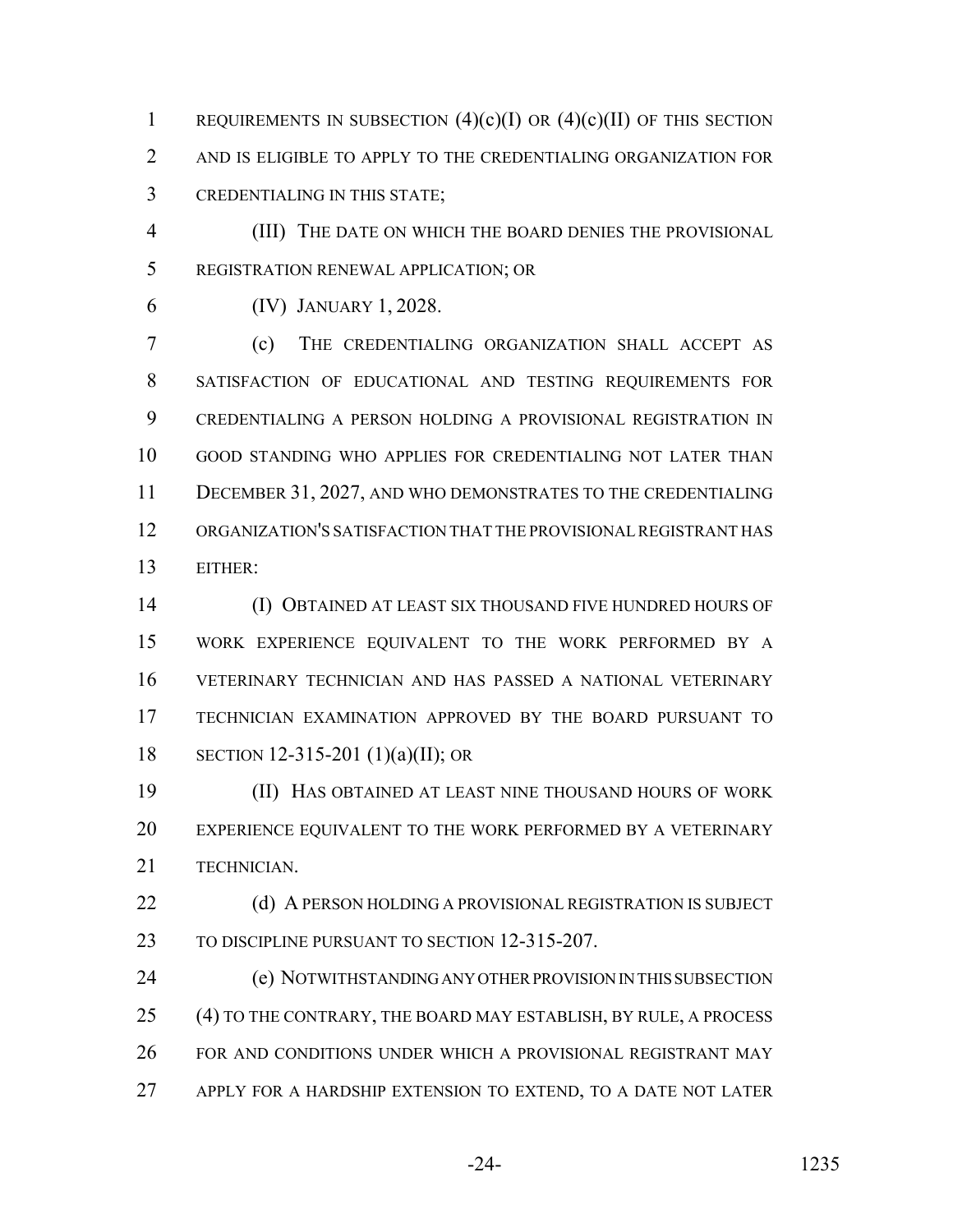REQUIREMENTS IN SUBSECTION (4)(c)(I) OR (4)(c)(II) OF THIS SECTION AND IS ELIGIBLE TO APPLY TO THE CREDENTIALING ORGANIZATION FOR CREDENTIALING IN THIS STATE;

(III) THE DATE ON WHICH THE BOARD DENIES THE PROVISIONAL REGISTRATION RENEWAL APPLICATION; OR

(IV) JANUARY 1, 2028.

(c) THE CREDENTIALING ORGANIZATION SHALL ACCEPT AS SATISFACTION OF EDUCATIONAL AND TESTING REQUIREMENTS FOR CREDENTIALING A PERSON HOLDING A PROVISIONAL REGISTRATION IN GOOD STANDING WHO APPLIES FOR CREDENTIALING NOT LATER THAN DECEMBER 31, 2027, AND WHO DEMONSTRATES TO THE CREDENTIALING ORGANIZATION'S SATISFACTION THAT THE PROVISIONAL REGISTRANT HAS EITHER:

(I) OBTAINED AT LEAST SIX THOUSAND FIVE HUNDRED HOURS OF WORK EXPERIENCE EQUIVALENT TO THE WORK PERFORMED BY A VETERINARY TECHNICIAN AND HAS PASSED A NATIONAL VETERINARY TECHNICIAN EXAMINATION APPROVED BY THE BOARD PURSUANT TO SECTION 12-315-201 (1)(a)(II); OR

(II) HAS OBTAINED AT LEAST NINE THOUSAND HOURS OF WORK EXPERIENCE EQUIVALENT TO THE WORK PERFORMED BY A VETERINARY TECHNICIAN.

(d) A PERSON HOLDING A PROVISIONAL REGISTRATION IS SUBJECT TO DISCIPLINE PURSUANT TO SECTION 12-315-207.

(e) NOTWITHSTANDING ANY OTHER PROVISION IN THIS SUBSECTION (4) TO THE CONTRARY, THE BOARD MAY ESTABLISH, BY RULE, A PROCESS FOR AND CONDITIONS UNDER WHICH A PROVISIONAL REGISTRANT MAY APPLY FOR A HARDSHIP EXTENSION TO EXTEND, TO A DATE NOT LATER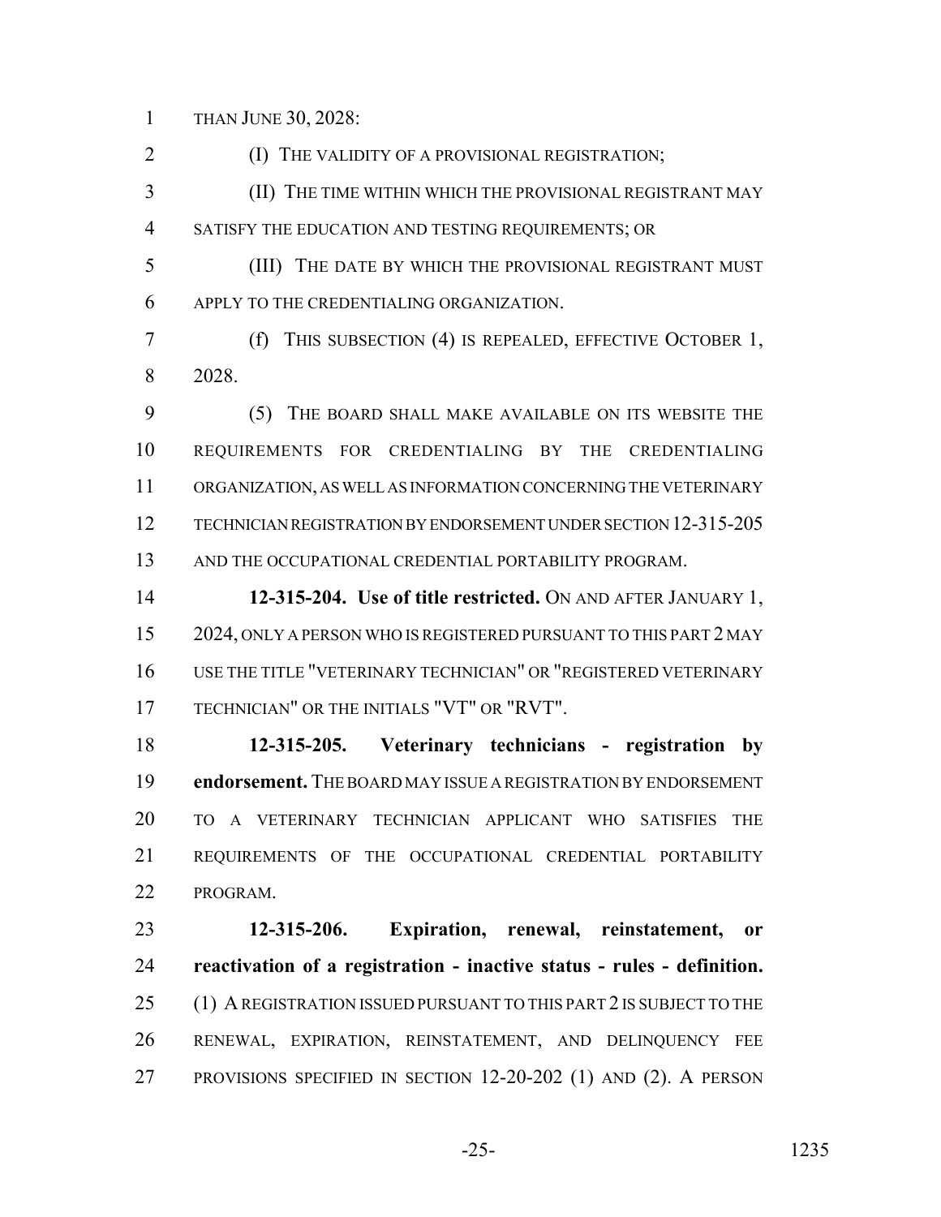THAN JUNE 30, 2028:

(I) THE VALIDITY OF A PROVISIONAL REGISTRATION;

(II) THE TIME WITHIN WHICH THE PROVISIONAL REGISTRANT MAY SATISFY THE EDUCATION AND TESTING REQUIREMENTS; OR

(III) THE DATE BY WHICH THE PROVISIONAL REGISTRANT MUST APPLY TO THE CREDENTIALING ORGANIZATION.

(f) THIS SUBSECTION (4) IS REPEALED, EFFECTIVE OCTOBER 1, 2028.

(5) THE BOARD SHALL MAKE AVAILABLE ON ITS WEBSITE THE REQUIREMENTS FOR CREDENTIALING BY THE CREDENTIALING ORGANIZATION, AS WELL AS INFORMATION CONCERNING THE VETERINARY TECHNICIAN REGISTRATION BY ENDORSEMENT UNDER SECTION 12-315-205 AND THE OCCUPATIONAL CREDENTIAL PORTABILITY PROGRAM.

**12-315-204. Use of title restricted.** ON AND AFTER JANUARY 1, 2024, ONLY A PERSON WHO IS REGISTERED PURSUANT TO THIS PART 2 MAY USE THE TITLE "VETERINARY TECHNICIAN" OR "REGISTERED VETERINARY TECHNICIAN" OR THE INITIALS "VT" OR "RVT".

**12-315-205. Veterinary technicians - registration by endorsement.** THE BOARD MAY ISSUE A REGISTRATION BY ENDORSEMENT TO A VETERINARY TECHNICIAN APPLICANT WHO SATISFIES THE REQUIREMENTS OF THE OCCUPATIONAL CREDENTIAL PORTABILITY PROGRAM.

**12-315-206. Expiration, renewal, reinstatement, or reactivation of a registration - inactive status - rules - definition.** (1) A REGISTRATION ISSUED PURSUANT TO THIS PART 2 IS SUBJECT TO THE RENEWAL, EXPIRATION, REINSTATEMENT, AND DELINQUENCY FEE PROVISIONS SPECIFIED IN SECTION 12-20-202 (1) AND (2). A PERSON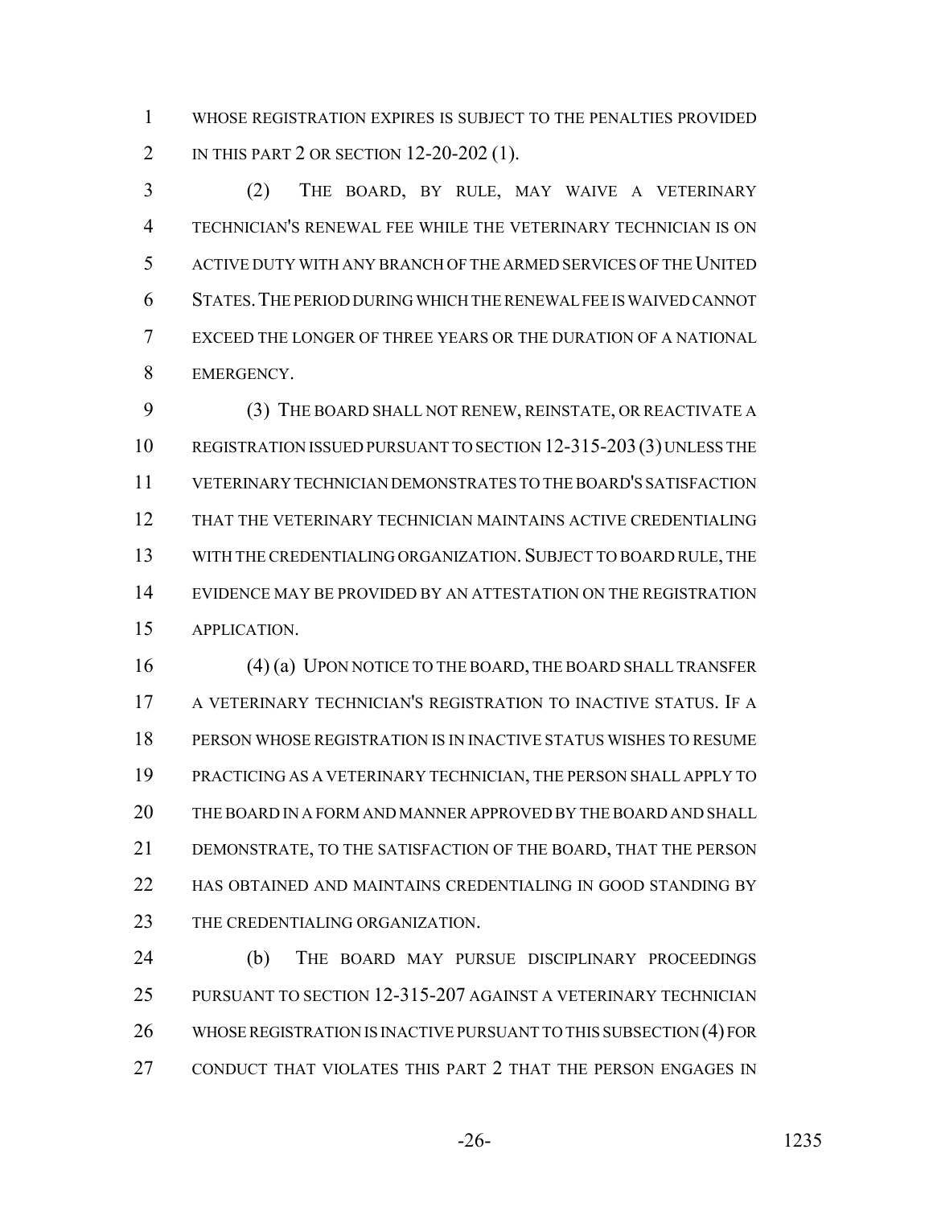WHOSE REGISTRATION EXPIRES IS SUBJECT TO THE PENALTIES PROVIDED IN THIS PART 2 OR SECTION 12-20-202 (1).

(2) THE BOARD, BY RULE, MAY WAIVE A VETERINARY TECHNICIAN'S RENEWAL FEE WHILE THE VETERINARY TECHNICIAN IS ON ACTIVE DUTY WITH ANY BRANCH OF THE ARMED SERVICES OF THE UNITED STATES. THE PERIOD DURING WHICH THE RENEWAL FEE IS WAIVED CANNOT EXCEED THE LONGER OF THREE YEARS OR THE DURATION OF A NATIONAL EMERGENCY.

(3) THE BOARD SHALL NOT RENEW, REINSTATE, OR REACTIVATE A REGISTRATION ISSUED PURSUANT TO SECTION 12-315-203 (3) UNLESS THE VETERINARY TECHNICIAN DEMONSTRATES TO THE BOARD'S SATISFACTION THAT THE VETERINARY TECHNICIAN MAINTAINS ACTIVE CREDENTIALING WITH THE CREDENTIALING ORGANIZATION. SUBJECT TO BOARD RULE, THE EVIDENCE MAY BE PROVIDED BY AN ATTESTATION ON THE REGISTRATION APPLICATION.

(4) (a) UPON NOTICE TO THE BOARD, THE BOARD SHALL TRANSFER A VETERINARY TECHNICIAN'S REGISTRATION TO INACTIVE STATUS. IF A PERSON WHOSE REGISTRATION IS IN INACTIVE STATUS WISHES TO RESUME PRACTICING AS A VETERINARY TECHNICIAN, THE PERSON SHALL APPLY TO THE BOARD IN A FORM AND MANNER APPROVED BY THE BOARD AND SHALL DEMONSTRATE, TO THE SATISFACTION OF THE BOARD, THAT THE PERSON HAS OBTAINED AND MAINTAINS CREDENTIALING IN GOOD STANDING BY THE CREDENTIALING ORGANIZATION.

(b) THE BOARD MAY PURSUE DISCIPLINARY PROCEEDINGS PURSUANT TO SECTION 12-315-207 AGAINST A VETERINARY TECHNICIAN WHOSE REGISTRATION IS INACTIVE PURSUANT TO THIS SUBSECTION (4) FOR CONDUCT THAT VIOLATES THIS PART 2 THAT THE PERSON ENGAGES IN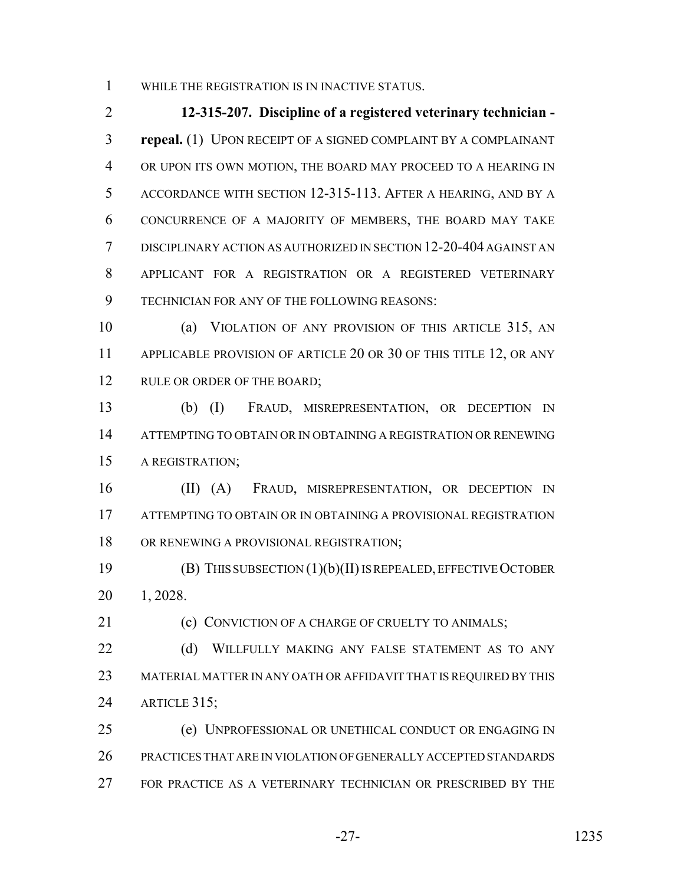WHILE THE REGISTRATION IS IN INACTIVE STATUS.

**12-315-207. Discipline of a registered veterinary technician - repeal.** (1) UPON RECEIPT OF A SIGNED COMPLAINT BY A COMPLAINANT OR UPON ITS OWN MOTION, THE BOARD MAY PROCEED TO A HEARING IN ACCORDANCE WITH SECTION 12-315-113. AFTER A HEARING, AND BY A CONCURRENCE OF A MAJORITY OF MEMBERS, THE BOARD MAY TAKE DISCIPLINARY ACTION AS AUTHORIZED IN SECTION 12-20-404 AGAINST AN APPLICANT FOR A REGISTRATION OR A REGISTERED VETERINARY TECHNICIAN FOR ANY OF THE FOLLOWING REASONS:

(a) VIOLATION OF ANY PROVISION OF THIS ARTICLE 315, AN APPLICABLE PROVISION OF ARTICLE 20 OR 30 OF THIS TITLE 12, OR ANY RULE OR ORDER OF THE BOARD;

(b) (I) FRAUD, MISREPRESENTATION, OR DECEPTION IN ATTEMPTING TO OBTAIN OR IN OBTAINING A REGISTRATION OR RENEWING A REGISTRATION;

(II) (A) FRAUD, MISREPRESENTATION, OR DECEPTION IN ATTEMPTING TO OBTAIN OR IN OBTAINING A PROVISIONAL REGISTRATION OR RENEWING A PROVISIONAL REGISTRATION;

(B) THIS SUBSECTION (1)(b)(II) IS REPEALED, EFFECTIVE OCTOBER 1, 2028.

(c) CONVICTION OF A CHARGE OF CRUELTY TO ANIMALS;

(d) WILLFULLY MAKING ANY FALSE STATEMENT AS TO ANY MATERIAL MATTER IN ANY OATH OR AFFIDAVIT THAT IS REQUIRED BY THIS ARTICLE 315;

(e) UNPROFESSIONAL OR UNETHICAL CONDUCT OR ENGAGING IN PRACTICES THAT ARE IN VIOLATION OF GENERALLY ACCEPTED STANDARDS FOR PRACTICE AS A VETERINARY TECHNICIAN OR PRESCRIBED BY THE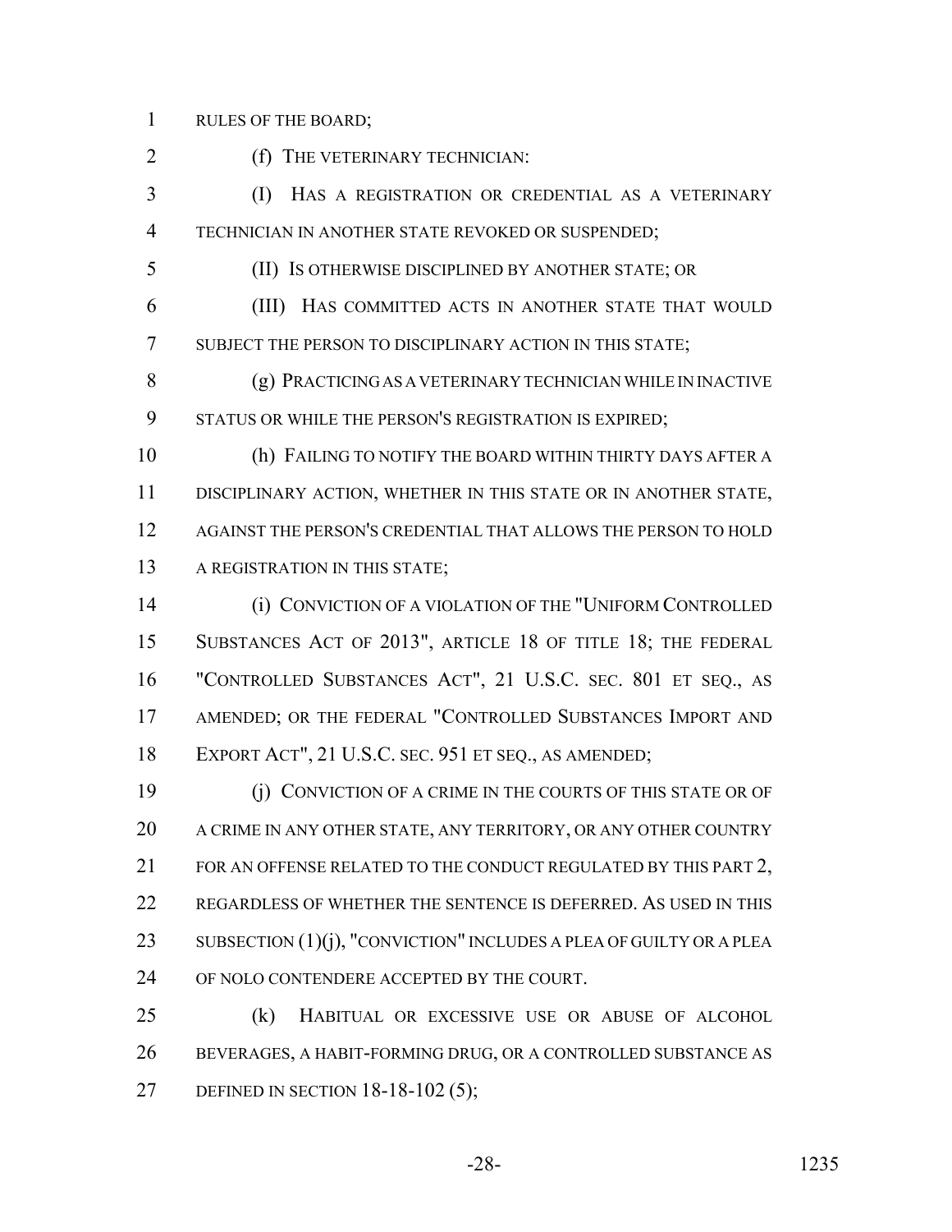RULES OF THE BOARD;

(f) THE VETERINARY TECHNICIAN:

(I) HAS A REGISTRATION OR CREDENTIAL AS A VETERINARY TECHNICIAN IN ANOTHER STATE REVOKED OR SUSPENDED;

(II) IS OTHERWISE DISCIPLINED BY ANOTHER STATE; OR

(III) HAS COMMITTED ACTS IN ANOTHER STATE THAT WOULD SUBJECT THE PERSON TO DISCIPLINARY ACTION IN THIS STATE;

(g) PRACTICING AS A VETERINARY TECHNICIAN WHILE IN INACTIVE STATUS OR WHILE THE PERSON'S REGISTRATION IS EXPIRED;

(h) FAILING TO NOTIFY THE BOARD WITHIN THIRTY DAYS AFTER A DISCIPLINARY ACTION, WHETHER IN THIS STATE OR IN ANOTHER STATE, AGAINST THE PERSON'S CREDENTIAL THAT ALLOWS THE PERSON TO HOLD A REGISTRATION IN THIS STATE;

(i) CONVICTION OF A VIOLATION OF THE "UNIFORM CONTROLLED SUBSTANCES ACT OF 2013", ARTICLE 18 OF TITLE 18; THE FEDERAL "CONTROLLED SUBSTANCES ACT", 21 U.S.C. SEC. 801 ET SEQ., AS AMENDED; OR THE FEDERAL "CONTROLLED SUBSTANCES IMPORT AND EXPORT ACT", 21 U.S.C. SEC. 951 ET SEQ., AS AMENDED;

(j) CONVICTION OF A CRIME IN THE COURTS OF THIS STATE OR OF A CRIME IN ANY OTHER STATE, ANY TERRITORY, OR ANY OTHER COUNTRY FOR AN OFFENSE RELATED TO THE CONDUCT REGULATED BY THIS PART 2, REGARDLESS OF WHETHER THE SENTENCE IS DEFERRED. AS USED IN THIS SUBSECTION (1)(j), "CONVICTION" INCLUDES A PLEA OF GUILTY OR A PLEA OF NOLO CONTENDERE ACCEPTED BY THE COURT.

(k) HABITUAL OR EXCESSIVE USE OR ABUSE OF ALCOHOL BEVERAGES, A HABIT-FORMING DRUG, OR A CONTROLLED SUBSTANCE AS DEFINED IN SECTION 18-18-102 (5);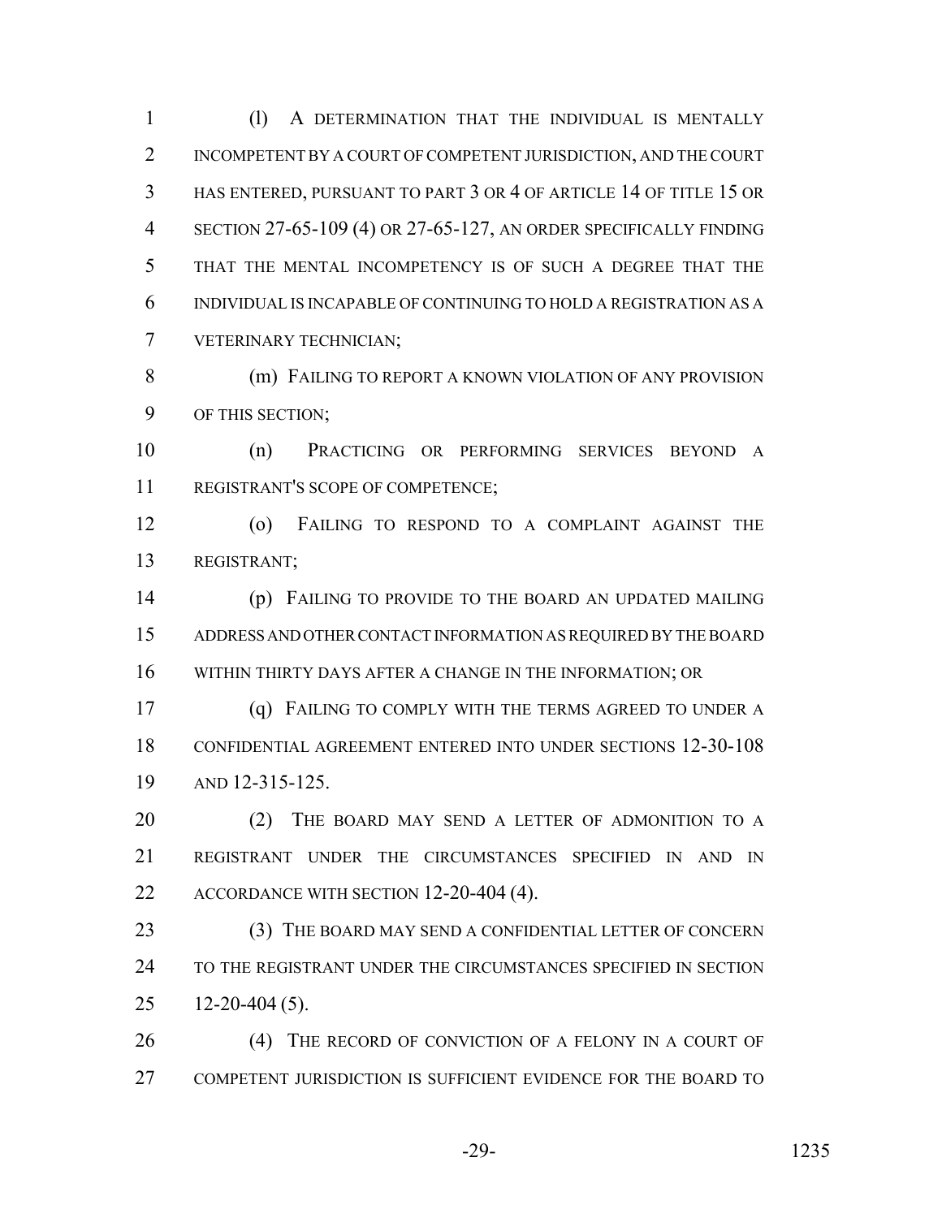(l) A DETERMINATION THAT THE INDIVIDUAL IS MENTALLY INCOMPETENT BY A COURT OF COMPETENT JURISDICTION, AND THE COURT HAS ENTERED, PURSUANT TO PART 3 OR 4 OF ARTICLE 14 OF TITLE 15 OR SECTION 27-65-109 (4) OR 27-65-127, AN ORDER SPECIFICALLY FINDING THAT THE MENTAL INCOMPETENCY IS OF SUCH A DEGREE THAT THE INDIVIDUAL IS INCAPABLE OF CONTINUING TO HOLD A REGISTRATION AS A VETERINARY TECHNICIAN;

(m) FAILING TO REPORT A KNOWN VIOLATION OF ANY PROVISION OF THIS SECTION;

(n) PRACTICING OR PERFORMING SERVICES BEYOND A REGISTRANT'S SCOPE OF COMPETENCE;

(o) FAILING TO RESPOND TO A COMPLAINT AGAINST THE REGISTRANT;

(p) FAILING TO PROVIDE TO THE BOARD AN UPDATED MAILING ADDRESS AND OTHER CONTACT INFORMATION AS REQUIRED BY THE BOARD WITHIN THIRTY DAYS AFTER A CHANGE IN THE INFORMATION; OR

(q) FAILING TO COMPLY WITH THE TERMS AGREED TO UNDER A CONFIDENTIAL AGREEMENT ENTERED INTO UNDER SECTIONS 12-30-108 AND 12-315-125.

(2) THE BOARD MAY SEND A LETTER OF ADMONITION TO A REGISTRANT UNDER THE CIRCUMSTANCES SPECIFIED IN AND IN ACCORDANCE WITH SECTION 12-20-404 (4).

(3) THE BOARD MAY SEND A CONFIDENTIAL LETTER OF CONCERN TO THE REGISTRANT UNDER THE CIRCUMSTANCES SPECIFIED IN SECTION 12-20-404 (5).

(4) THE RECORD OF CONVICTION OF A FELONY IN A COURT OF COMPETENT JURISDICTION IS SUFFICIENT EVIDENCE FOR THE BOARD TO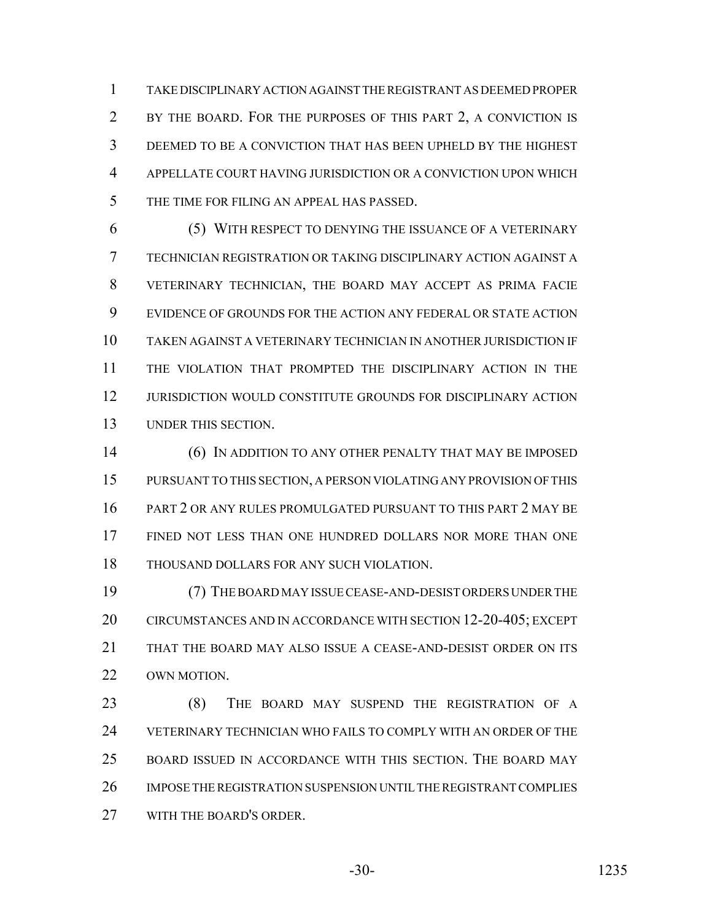TAKE DISCIPLINARY ACTION AGAINST THE REGISTRANT AS DEEMED PROPER BY THE BOARD. FOR THE PURPOSES OF THIS PART 2, A CONVICTION IS DEEMED TO BE A CONVICTION THAT HAS BEEN UPHELD BY THE HIGHEST APPELLATE COURT HAVING JURISDICTION OR A CONVICTION UPON WHICH THE TIME FOR FILING AN APPEAL HAS PASSED.

(5) WITH RESPECT TO DENYING THE ISSUANCE OF A VETERINARY TECHNICIAN REGISTRATION OR TAKING DISCIPLINARY ACTION AGAINST A VETERINARY TECHNICIAN, THE BOARD MAY ACCEPT AS PRIMA FACIE EVIDENCE OF GROUNDS FOR THE ACTION ANY FEDERAL OR STATE ACTION TAKEN AGAINST A VETERINARY TECHNICIAN IN ANOTHER JURISDICTION IF THE VIOLATION THAT PROMPTED THE DISCIPLINARY ACTION IN THE JURISDICTION WOULD CONSTITUTE GROUNDS FOR DISCIPLINARY ACTION UNDER THIS SECTION.

(6) IN ADDITION TO ANY OTHER PENALTY THAT MAY BE IMPOSED PURSUANT TO THIS SECTION, A PERSON VIOLATING ANY PROVISION OF THIS PART 2 OR ANY RULES PROMULGATED PURSUANT TO THIS PART 2 MAY BE FINED NOT LESS THAN ONE HUNDRED DOLLARS NOR MORE THAN ONE THOUSAND DOLLARS FOR ANY SUCH VIOLATION.

(7) THE BOARD MAY ISSUE CEASE-AND-DESIST ORDERS UNDER THE CIRCUMSTANCES AND IN ACCORDANCE WITH SECTION 12-20-405; EXCEPT THAT THE BOARD MAY ALSO ISSUE A CEASE-AND-DESIST ORDER ON ITS OWN MOTION.

(8) THE BOARD MAY SUSPEND THE REGISTRATION OF A VETERINARY TECHNICIAN WHO FAILS TO COMPLY WITH AN ORDER OF THE BOARD ISSUED IN ACCORDANCE WITH THIS SECTION. THE BOARD MAY IMPOSE THE REGISTRATION SUSPENSION UNTIL THE REGISTRANT COMPLIES WITH THE BOARD'S ORDER.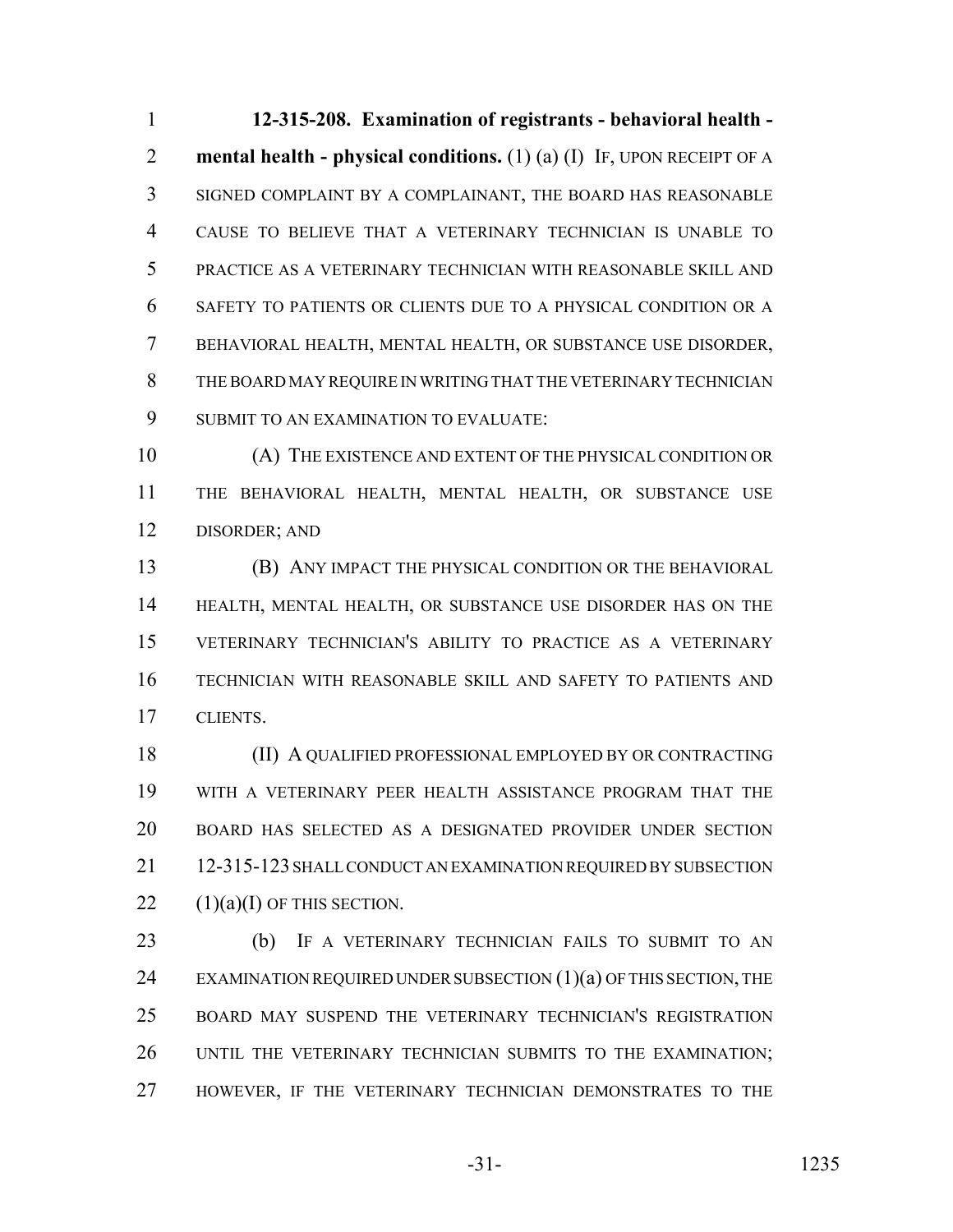**12-315-208. Examination of registrants - behavioral health - mental health - physical conditions.** (1) (a) (I) IF, UPON RECEIPT OF A SIGNED COMPLAINT BY A COMPLAINANT, THE BOARD HAS REASONABLE CAUSE TO BELIEVE THAT A VETERINARY TECHNICIAN IS UNABLE TO PRACTICE AS A VETERINARY TECHNICIAN WITH REASONABLE SKILL AND SAFETY TO PATIENTS OR CLIENTS DUE TO A PHYSICAL CONDITION OR A BEHAVIORAL HEALTH, MENTAL HEALTH, OR SUBSTANCE USE DISORDER, THE BOARD MAY REQUIRE IN WRITING THAT THE VETERINARY TECHNICIAN SUBMIT TO AN EXAMINATION TO EVALUATE:

(A) THE EXISTENCE AND EXTENT OF THE PHYSICAL CONDITION OR THE BEHAVIORAL HEALTH, MENTAL HEALTH, OR SUBSTANCE USE DISORDER; AND

(B) ANY IMPACT THE PHYSICAL CONDITION OR THE BEHAVIORAL HEALTH, MENTAL HEALTH, OR SUBSTANCE USE DISORDER HAS ON THE VETERINARY TECHNICIAN'S ABILITY TO PRACTICE AS A VETERINARY TECHNICIAN WITH REASONABLE SKILL AND SAFETY TO PATIENTS AND CLIENTS.

(II) A QUALIFIED PROFESSIONAL EMPLOYED BY OR CONTRACTING WITH A VETERINARY PEER HEALTH ASSISTANCE PROGRAM THAT THE BOARD HAS SELECTED AS A DESIGNATED PROVIDER UNDER SECTION 12-315-123 SHALL CONDUCT AN EXAMINATION REQUIRED BY SUBSECTION (1)(a)(I) OF THIS SECTION.

(b) IF A VETERINARY TECHNICIAN FAILS TO SUBMIT TO AN EXAMINATION REQUIRED UNDER SUBSECTION (1)(a) OF THIS SECTION, THE BOARD MAY SUSPEND THE VETERINARY TECHNICIAN'S REGISTRATION UNTIL THE VETERINARY TECHNICIAN SUBMITS TO THE EXAMINATION; HOWEVER, IF THE VETERINARY TECHNICIAN DEMONSTRATES TO THE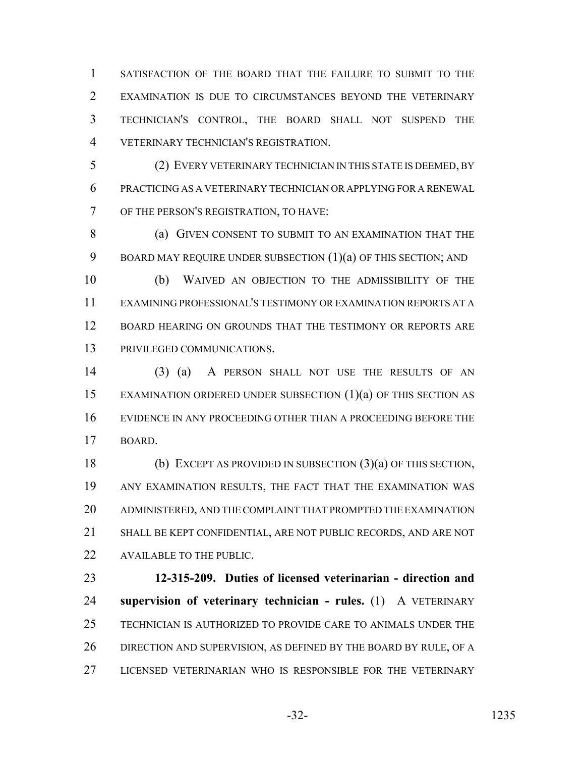SATISFACTION OF THE BOARD THAT THE FAILURE TO SUBMIT TO THE EXAMINATION IS DUE TO CIRCUMSTANCES BEYOND THE VETERINARY TECHNICIAN'S CONTROL, THE BOARD SHALL NOT SUSPEND THE VETERINARY TECHNICIAN'S REGISTRATION.

(2) EVERY VETERINARY TECHNICIAN IN THIS STATE IS DEEMED, BY PRACTICING AS A VETERINARY TECHNICIAN OR APPLYING FOR A RENEWAL OF THE PERSON'S REGISTRATION, TO HAVE:

(a) GIVEN CONSENT TO SUBMIT TO AN EXAMINATION THAT THE BOARD MAY REQUIRE UNDER SUBSECTION (1)(a) OF THIS SECTION; AND

(b) WAIVED AN OBJECTION TO THE ADMISSIBILITY OF THE EXAMINING PROFESSIONAL'S TESTIMONY OR EXAMINATION REPORTS AT A BOARD HEARING ON GROUNDS THAT THE TESTIMONY OR REPORTS ARE PRIVILEGED COMMUNICATIONS.

(3) (a) A PERSON SHALL NOT USE THE RESULTS OF AN EXAMINATION ORDERED UNDER SUBSECTION (1)(a) OF THIS SECTION AS EVIDENCE IN ANY PROCEEDING OTHER THAN A PROCEEDING BEFORE THE BOARD.

(b) EXCEPT AS PROVIDED IN SUBSECTION (3)(a) OF THIS SECTION, ANY EXAMINATION RESULTS, THE FACT THAT THE EXAMINATION WAS ADMINISTERED, AND THE COMPLAINT THAT PROMPTED THE EXAMINATION SHALL BE KEPT CONFIDENTIAL, ARE NOT PUBLIC RECORDS, AND ARE NOT AVAILABLE TO THE PUBLIC.

**12-315-209. Duties of licensed veterinarian - direction and supervision of veterinary technician - rules.** (1) A VETERINARY TECHNICIAN IS AUTHORIZED TO PROVIDE CARE TO ANIMALS UNDER THE DIRECTION AND SUPERVISION, AS DEFINED BY THE BOARD BY RULE, OF A LICENSED VETERINARIAN WHO IS RESPONSIBLE FOR THE VETERINARY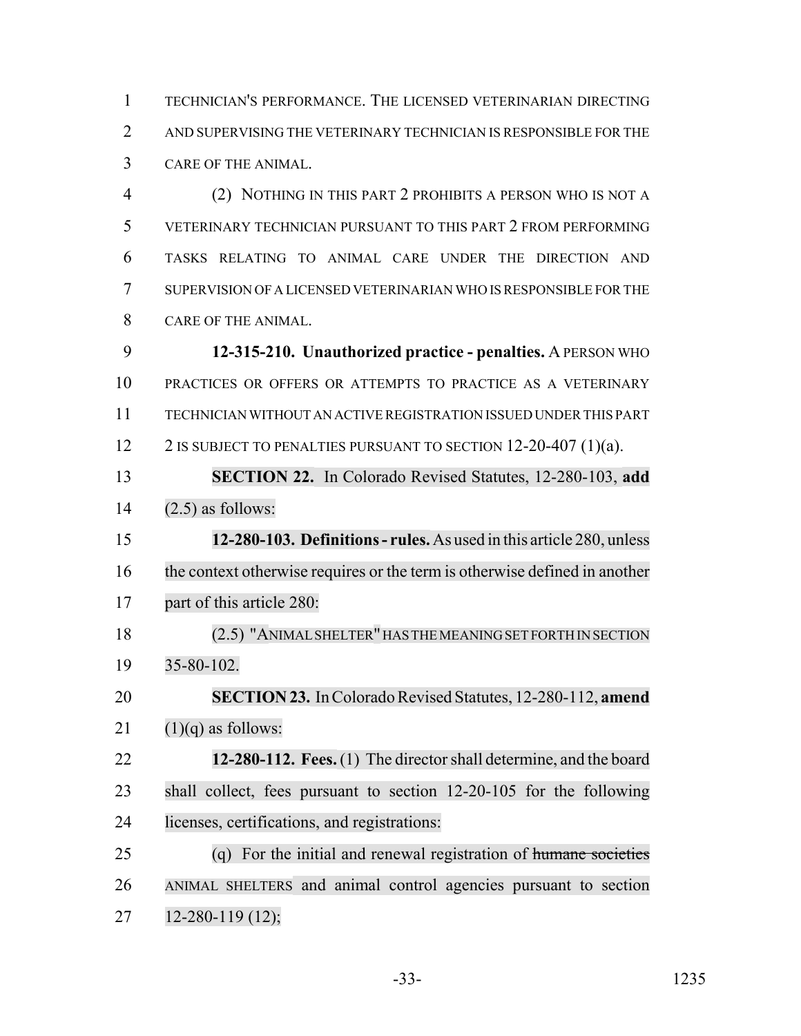TECHNICIAN'S PERFORMANCE. THE LICENSED VETERINARIAN DIRECTING AND SUPERVISING THE VETERINARY TECHNICIAN IS RESPONSIBLE FOR THE CARE OF THE ANIMAL.

(2) NOTHING IN THIS PART 2 PROHIBITS A PERSON WHO IS NOT A VETERINARY TECHNICIAN PURSUANT TO THIS PART 2 FROM PERFORMING TASKS RELATING TO ANIMAL CARE UNDER THE DIRECTION AND SUPERVISION OF A LICENSED VETERINARIAN WHO IS RESPONSIBLE FOR THE CARE OF THE ANIMAL.

**12-315-210. Unauthorized practice - penalties.** A PERSON WHO PRACTICES OR OFFERS OR ATTEMPTS TO PRACTICE AS A VETERINARY TECHNICIAN WITHOUT AN ACTIVE REGISTRATION ISSUED UNDER THIS PART 2 IS SUBJECT TO PENALTIES PURSUANT TO SECTION 12-20-407 (1)(a).

**SECTION 22.** In Colorado Revised Statutes, 12-280-103, **add** (2.5) as follows:

**12-280-103. Definitions - rules.** As used in this article 280, unless the context otherwise requires or the term is otherwise defined in another part of this article 280:

(2.5) "ANIMAL SHELTER" HAS THE MEANING SET FORTH IN SECTION 35-80-102.

**SECTION 23.** In Colorado Revised Statutes, 12-280-112, **amend** (1)(q) as follows:

**12-280-112. Fees.** (1) The director shall determine, and the board shall collect, fees pursuant to section 12-20-105 for the following licenses, certifications, and registrations:

(q) For the initial and renewal registration of ~~humane societies~~ ANIMAL SHELTERS and animal control agencies pursuant to section 12-280-119 (12);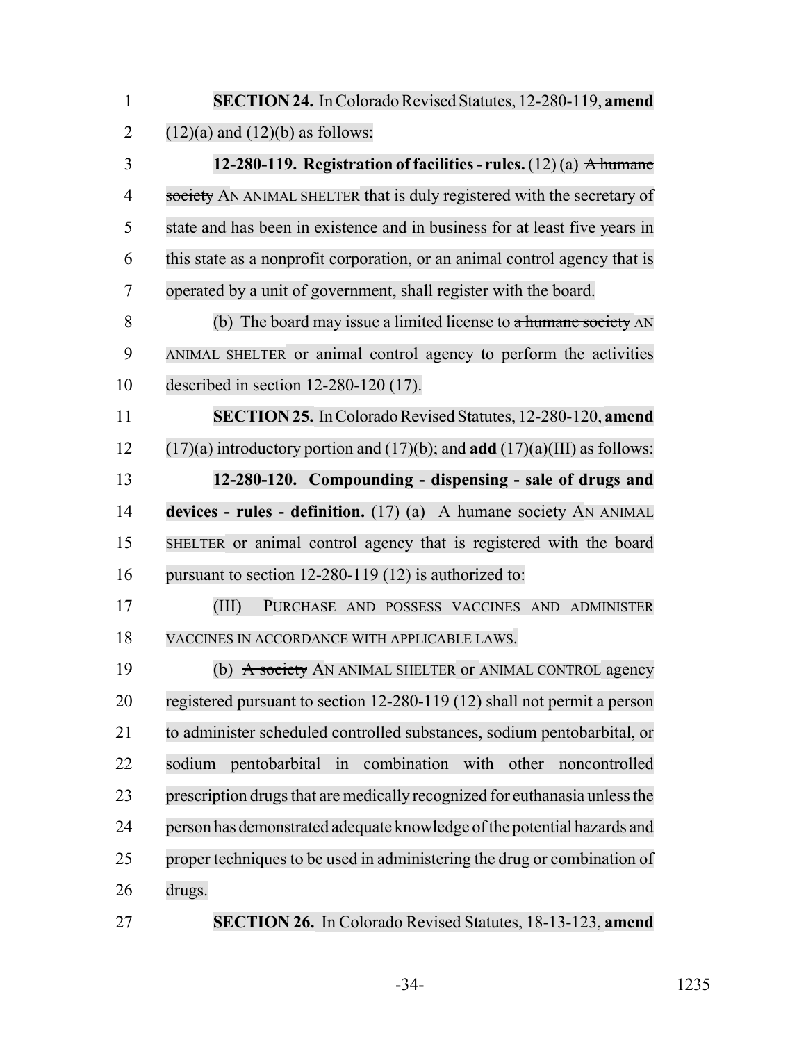**SECTION 24.** In Colorado Revised Statutes, 12-280-119, **amend** (12)(a) and (12)(b) as follows:

**12-280-119. Registration of facilities - rules.** (12) (a) ~~A humane society~~ AN ANIMAL SHELTER that is duly registered with the secretary of state and has been in existence and in business for at least five years in this state as a nonprofit corporation, or an animal control agency that is operated by a unit of government, shall register with the board.

(b) The board may issue a limited license to ~~a humane society~~ AN ANIMAL SHELTER or animal control agency to perform the activities described in section 12-280-120 (17).

**SECTION 25.** In Colorado Revised Statutes, 12-280-120, **amend** (17)(a) introductory portion and (17)(b); and **add** (17)(a)(III) as follows:

**12-280-120. Compounding - dispensing - sale of drugs and devices - rules - definition.** (17) (a) ~~A humane society~~ AN ANIMAL SHELTER or animal control agency that is registered with the board pursuant to section 12-280-119 (12) is authorized to:

(III) PURCHASE AND POSSESS VACCINES AND ADMINISTER VACCINES IN ACCORDANCE WITH APPLICABLE LAWS.

(b) ~~A society~~ AN ANIMAL SHELTER or ANIMAL CONTROL agency registered pursuant to section 12-280-119 (12) shall not permit a person to administer scheduled controlled substances, sodium pentobarbital, or sodium pentobarbital in combination with other noncontrolled prescription drugs that are medically recognized for euthanasia unless the person has demonstrated adequate knowledge of the potential hazards and proper techniques to be used in administering the drug or combination of drugs.

**SECTION 26.** In Colorado Revised Statutes, 18-13-123, **amend**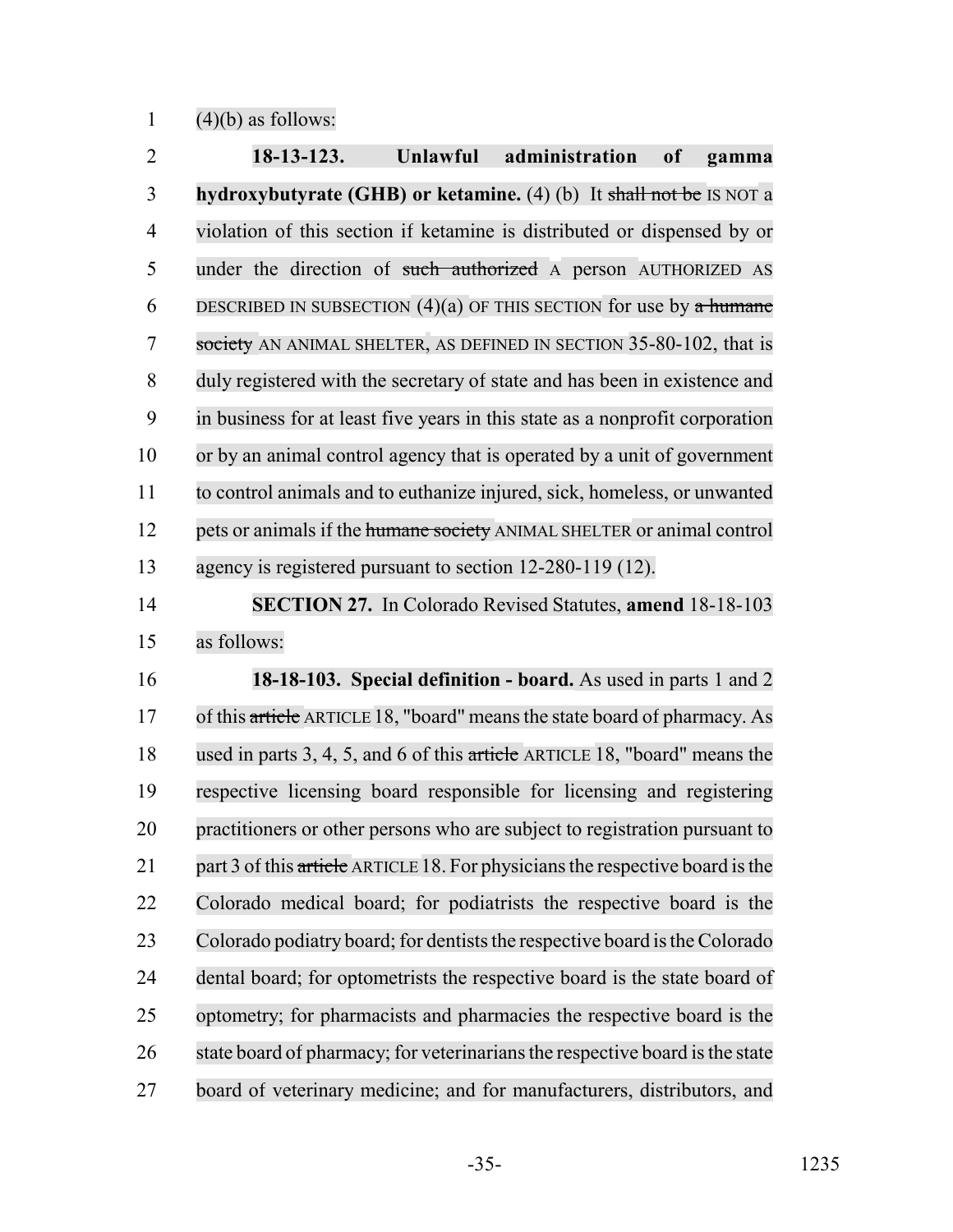(4)(b) as follows:

**18-13-123. Unlawful administration of gamma hydroxybutyrate (GHB) or ketamine.** (4) (b) It ~~shall not be~~ IS NOT a violation of this section if ketamine is distributed or dispensed by or under the direction of ~~such authorized~~ A person AUTHORIZED AS DESCRIBED IN SUBSECTION (4)(a) OF THIS SECTION for use by ~~a humane society~~ AN ANIMAL SHELTER, AS DEFINED IN SECTION 35-80-102, that is duly registered with the secretary of state and has been in existence and in business for at least five years in this state as a nonprofit corporation or by an animal control agency that is operated by a unit of government to control animals and to euthanize injured, sick, homeless, or unwanted pets or animals if the ~~humane society~~ ANIMAL SHELTER or animal control agency is registered pursuant to section 12-280-119 (12).

**SECTION 27.** In Colorado Revised Statutes, **amend** 18-18-103 as follows:

**18-18-103. Special definition - board.** As used in parts 1 and 2 of this ~~article~~ ARTICLE 18, "board" means the state board of pharmacy. As used in parts 3, 4, 5, and 6 of this ~~article~~ ARTICLE 18, "board" means the respective licensing board responsible for licensing and registering practitioners or other persons who are subject to registration pursuant to part 3 of this ~~article~~ ARTICLE 18. For physicians the respective board is the Colorado medical board; for podiatrists the respective board is the Colorado podiatry board; for dentists the respective board is the Colorado dental board; for optometrists the respective board is the state board of optometry; for pharmacists and pharmacies the respective board is the state board of pharmacy; for veterinarians the respective board is the state board of veterinary medicine; and for manufacturers, distributors, and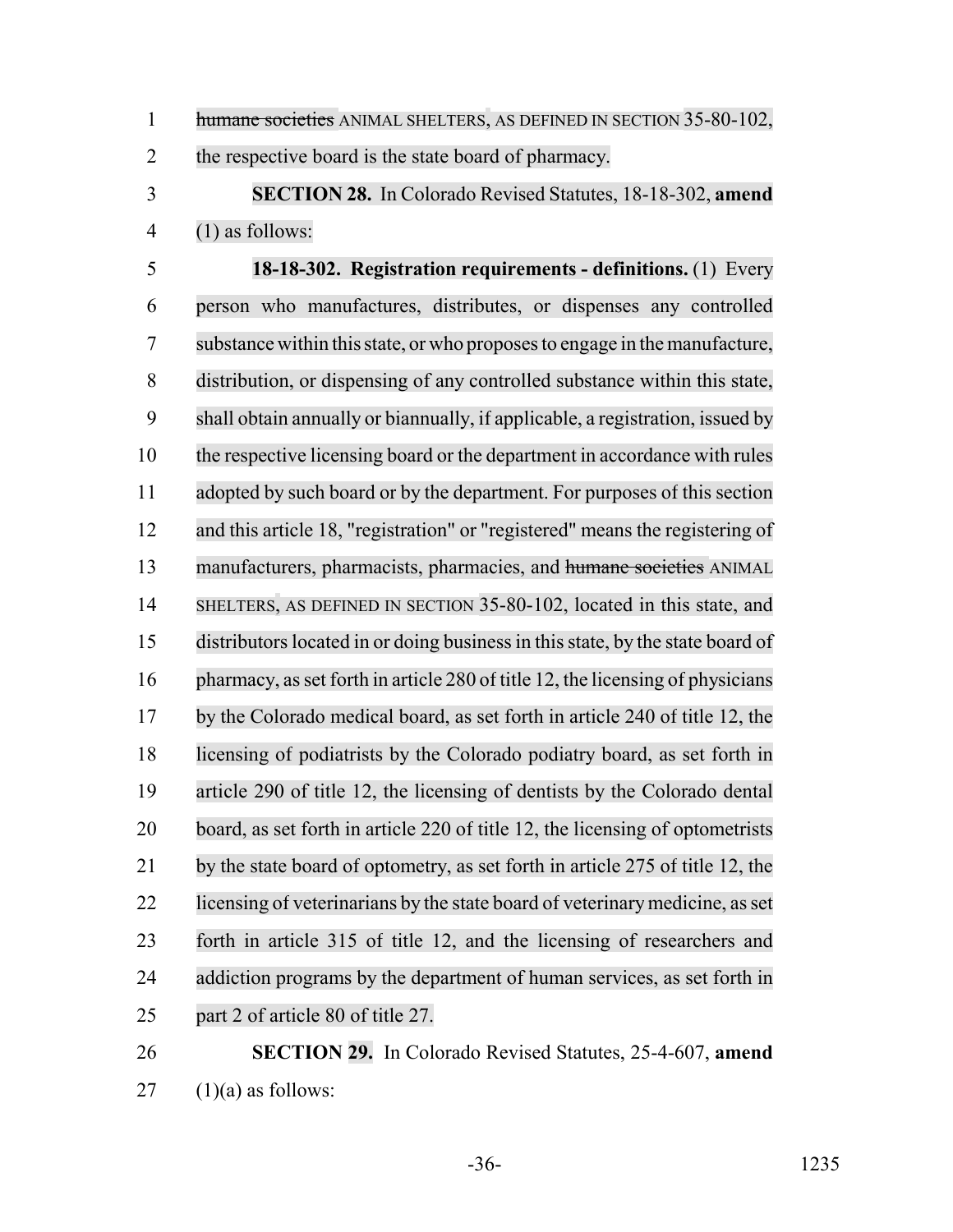~~humane societies~~ ANIMAL SHELTERS, AS DEFINED IN SECTION 35-80-102, the respective board is the state board of pharmacy.

**SECTION 28.** In Colorado Revised Statutes, 18-18-302, **amend** (1) as follows:

**18-18-302. Registration requirements - definitions.** (1) Every person who manufactures, distributes, or dispenses any controlled substance within this state, or who proposes to engage in the manufacture, distribution, or dispensing of any controlled substance within this state, shall obtain annually or biannually, if applicable, a registration, issued by the respective licensing board or the department in accordance with rules adopted by such board or by the department. For purposes of this section and this article 18, "registration" or "registered" means the registering of manufacturers, pharmacists, pharmacies, and ~~humane societies~~ ANIMAL SHELTERS, AS DEFINED IN SECTION 35-80-102, located in this state, and distributors located in or doing business in this state, by the state board of pharmacy, as set forth in article 280 of title 12, the licensing of physicians by the Colorado medical board, as set forth in article 240 of title 12, the licensing of podiatrists by the Colorado podiatry board, as set forth in article 290 of title 12, the licensing of dentists by the Colorado dental board, as set forth in article 220 of title 12, the licensing of optometrists by the state board of optometry, as set forth in article 275 of title 12, the licensing of veterinarians by the state board of veterinary medicine, as set forth in article 315 of title 12, and the licensing of researchers and addiction programs by the department of human services, as set forth in part 2 of article 80 of title 27.

**SECTION 29.** In Colorado Revised Statutes, 25-4-607, **amend** (1)(a) as follows: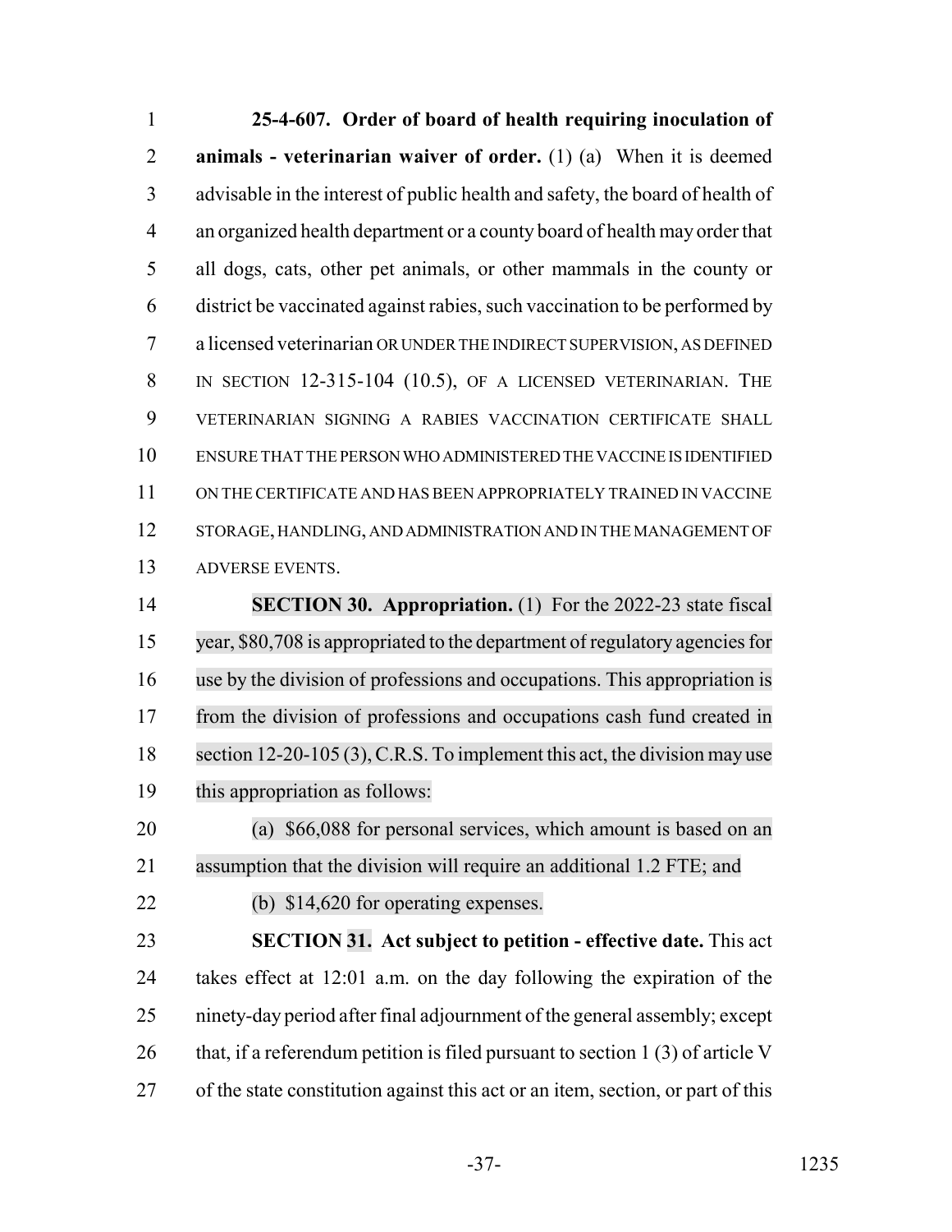**25-4-607. Order of board of health requiring inoculation of animals - veterinarian waiver of order.** (1) (a) When it is deemed advisable in the interest of public health and safety, the board of health of an organized health department or a county board of health may order that all dogs, cats, other pet animals, or other mammals in the county or district be vaccinated against rabies, such vaccination to be performed by a licensed veterinarian OR UNDER THE INDIRECT SUPERVISION, AS DEFINED IN SECTION 12-315-104 (10.5), OF A LICENSED VETERINARIAN. THE VETERINARIAN SIGNING A RABIES VACCINATION CERTIFICATE SHALL ENSURE THAT THE PERSON WHO ADMINISTERED THE VACCINE IS IDENTIFIED ON THE CERTIFICATE AND HAS BEEN APPROPRIATELY TRAINED IN VACCINE STORAGE, HANDLING, AND ADMINISTRATION AND IN THE MANAGEMENT OF ADVERSE EVENTS.

**SECTION 30. Appropriation.** (1) For the 2022-23 state fiscal year, $80,708 is appropriated to the department of regulatory agencies for use by the division of professions and occupations. This appropriation is from the division of professions and occupations cash fund created in section 12-20-105 (3), C.R.S. To implement this act, the division may use this appropriation as follows:

(a) $66,088 for personal services, which amount is based on an assumption that the division will require an additional 1.2 FTE; and

(b) $14,620 for operating expenses.

**SECTION 31. Act subject to petition - effective date.** This act takes effect at 12:01 a.m. on the day following the expiration of the ninety-day period after final adjournment of the general assembly; except that, if a referendum petition is filed pursuant to section 1 (3) of article V of the state constitution against this act or an item, section, or part of this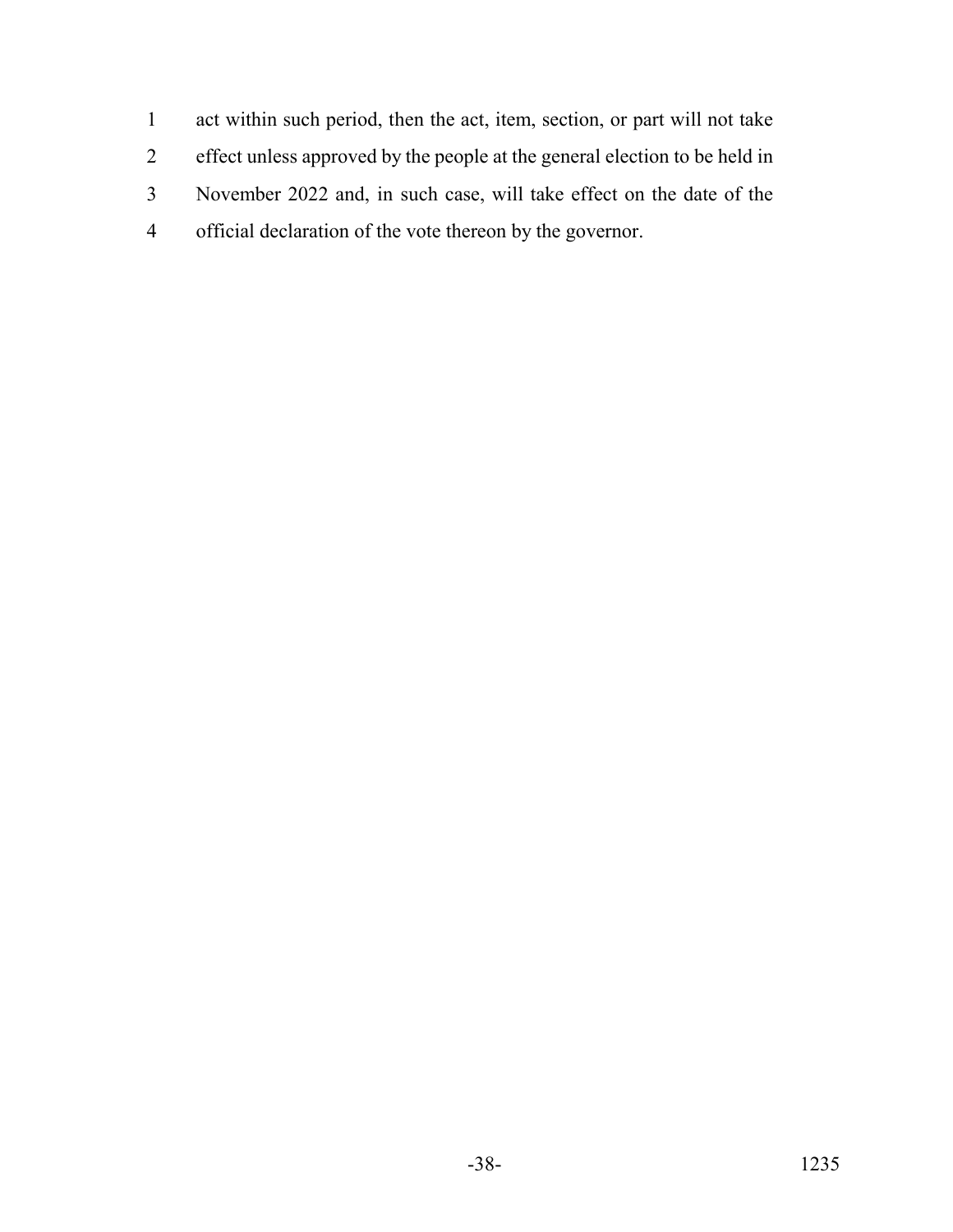act within such period, then the act, item, section, or part will not take effect unless approved by the people at the general election to be held in November 2022 and, in such case, will take effect on the date of the official declaration of the vote thereon by the governor.